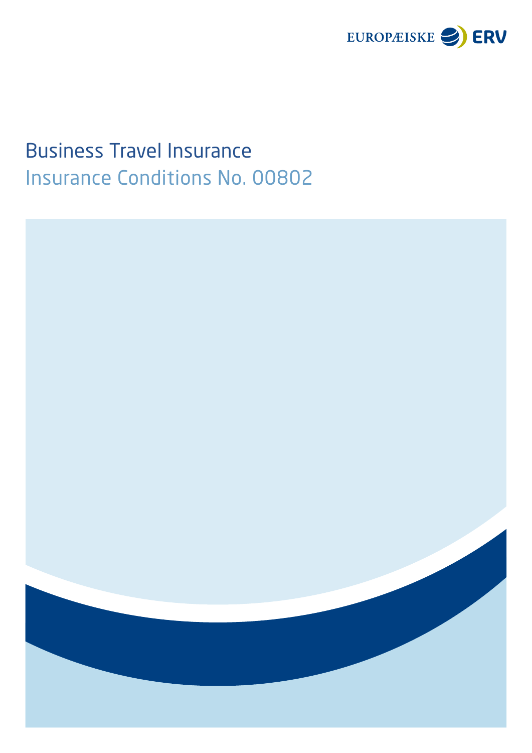EUROPÆISKE ERV

# Business Travel Insurance

## Insurance Conditions No. 00802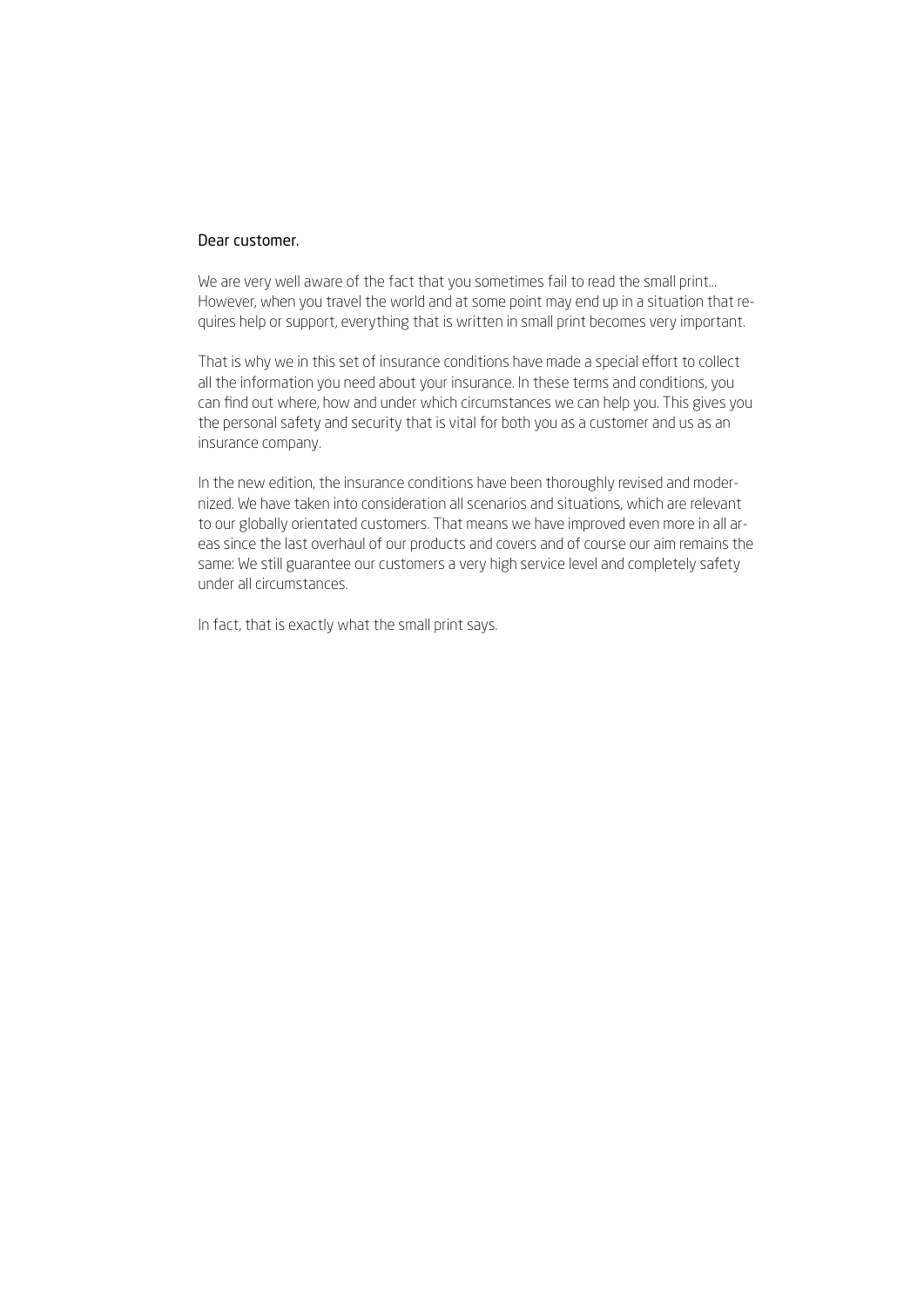Dear customer.

We are very well aware of the fact that you sometimes fail to read the small print... However, when you travel the world and at some point may end up in a situation that requires help or support, everything that is written in small print becomes very important.

That is why we in this set of insurance conditions have made a special effort to collect all the information you need about your insurance. In these terms and conditions, you can find out where, how and under which circumstances we can help you. This gives you the personal safety and security that is vital for both you as a customer and us as an insurance company.

In the new edition, the insurance conditions have been thoroughly revised and modernized. We have taken into consideration all scenarios and situations, which are relevant to our globally orientated customers. That means we have improved even more in all areas since the last overhaul of our products and covers and of course our aim remains the same: We still guarantee our customers a very high service level and completely safety under all circumstances.

In fact, that is exactly what the small print says.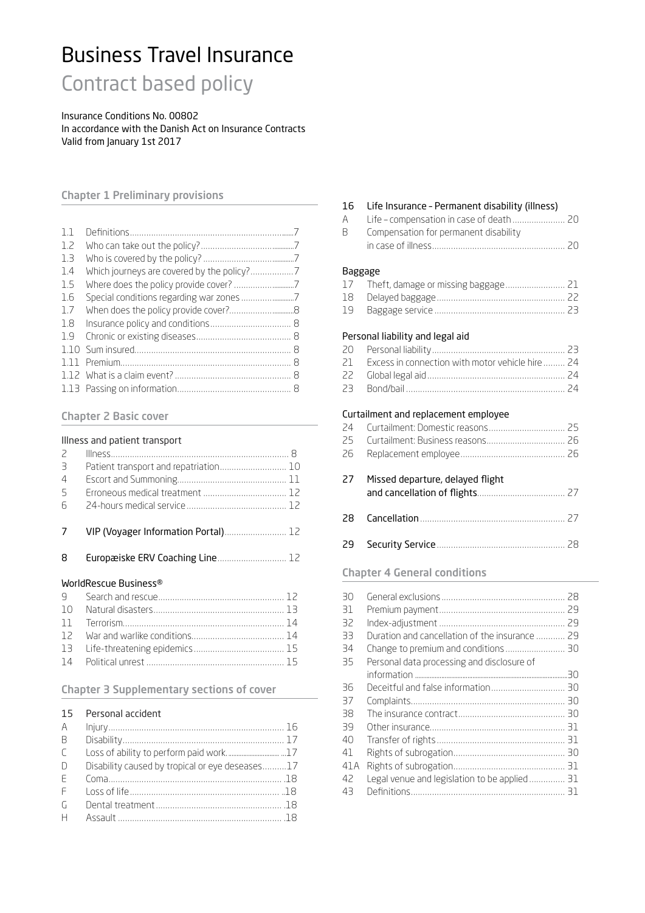# Business Travel Insurance

## Contract based policy

Insurance Conditions No. 00802
In accordance with the Danish Act on Insurance Contracts
Valid from January 1st 2017

### Chapter 1 Preliminary provisions

| | | |
|---|---|---|
| 1.1 | Definitions | 7 |
| 1.2 | Who can take out the policy? | 7 |
| 1.3 | Who is covered by the policy? | 7 |
| 1.4 | Which journeys are covered by the policy? | 7 |
| 1.5 | Where does the policy provide cover? | 7 |
| 1.6 | Special conditions regarding war zones | 7 |
| 1.7 | When does the policy provide cover? | 8 |
| 1.8 | Insurance policy and conditions | 8 |
| 1.9 | Chronic or existing diseases | 8 |
| 1.10 | Sum insured | 8 |
| 1.11 | Premium | 8 |
| 1.12 | What is a claim event? | 8 |
| 1.13 | Passing on information | 8 |

### Chapter 2 Basic cover

**Illness and patient transport**

| | | |
|---|---|---|
| 2 | Illness | 8 |
| 3 | Patient transport and repatriation | 10 |
| 4 | Escort and Summoning | 11 |
| 5 | Erroneous medical treatment | 12 |
| 6 | 24-hours medical service | 12 |
| 7 | VIP (Voyager Information Portal) | 12 |
| 8 | Europæiske ERV Coaching Line | 12 |

**WorldRescue Business®**

| | | |
|---|---|---|
| 9 | Search and rescue | 12 |
| 10 | Natural disasters | 13 |
| 11 | Terrorism | 14 |
| 12 | War and warlike conditions | 14 |
| 13 | Life-threatening epidemics | 15 |
| 14 | Political unrest | 15 |

### Chapter 3 Supplementary sections of cover

**15 Personal accident**

| | | |
|---|---|---|
| A | Injury | 16 |
| B | Disability | 17 |
| C | Loss of ability to perform paid work | 17 |
| D | Disability caused by tropical or eye deseases | 17 |
| E | Coma | 18 |
| F | Loss of life | 18 |
| G | Dental treatment | 18 |
| H | Assault | 18 |

**16 Life Insurance – Permanent disability (illness)**

| | | |
|---|---|---|
| A | Life – compensation in case of death | 20 |
| B | Compensation for permanent disability in case of illness | 20 |

**Baggage**

| | | |
|---|---|---|
| 17 | Theft, damage or missing baggage | 21 |
| 18 | Delayed baggage | 22 |
| 19 | Baggage service | 23 |

**Personal liability and legal aid**

| | | |
|---|---|---|
| 20 | Personal liability | 23 |
| 21 | Excess in connection with motor vehicle hire | 24 |
| 22 | Global legal aid | 24 |
| 23 | Bond/bail | 24 |

**Curtailment and replacement employee**

| | | |
|---|---|---|
| 24 | Curtailment: Domestic reasons | 25 |
| 25 | Curtailment: Business reasons | 26 |
| 26 | Replacement employee | 26 |
| 27 | Missed departure, delayed flight and cancellation of flights | 27 |
| 28 | Cancellation | 27 |
| 29 | Security Service | 28 |

### Chapter 4 General conditions

| | | |
|---|---|---|
| 30 | General exclusions | 28 |
| 31 | Premium payment | 29 |
| 32 | Index-adjustment | 29 |
| 33 | Duration and cancellation of the insurance | 29 |
| 34 | Change to premium and conditions | 30 |
| 35 | Personal data processing and disclosure of information | 30 |
| 36 | Deceitful and false information | 30 |
| 37 | Complaints | 30 |
| 38 | The insurance contract | 30 |
| 39 | Other insurance | 31 |
| 40 | Transfer of rights | 31 |
| 41 | Rights of subrogation | 30 |
| 41A | Rights of subrogation | 31 |
| 42 | Legal venue and legislation to be applied | 31 |
| 43 | Definitions | 31 |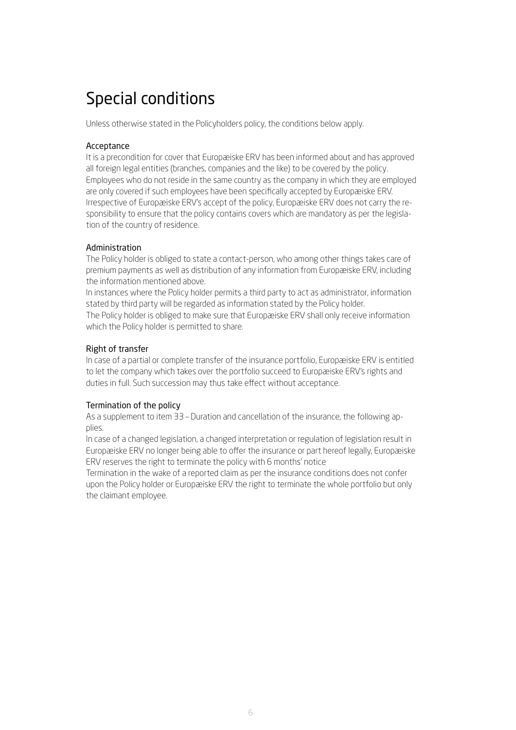# Special conditions

Unless otherwise stated in the Policyholders policy, the conditions below apply.

### Acceptance

It is a precondition for cover that Europæiske ERV has been informed about and has approved all foreign legal entities (branches, companies and the like) to be covered by the policy.
Employees who do not reside in the same country as the company in which they are employed are only covered if such employees have been specifically accepted by Europæiske ERV.
Irrespective of Europæiske ERV's accept of the policy, Europæiske ERV does not carry the responsibility to ensure that the policy contains covers which are mandatory as per the legislation of the country of residence.

### Administration

The Policy holder is obliged to state a contact-person, who among other things takes care of premium payments as well as distribution of any information from Europæiske ERV, including the information mentioned above.
In instances where the Policy holder permits a third party to act as administrator, information stated by third party will be regarded as information stated by the Policy holder.
The Policy holder is obliged to make sure that Europæiske ERV shall only receive information which the Policy holder is permitted to share.

### Right of transfer

In case of a partial or complete transfer of the insurance portfolio, Europæiske ERV is entitled to let the company which takes over the portfolio succeed to Europæiske ERV's rights and duties in full. Such succession may thus take effect without acceptance.

### Termination of the policy

As a supplement to item 33 – Duration and cancellation of the insurance, the following applies.
In case of a changed legislation, a changed interpretation or regulation of legislation result in Europæiske ERV no longer being able to offer the insurance or part hereof legally, Europæiske ERV reserves the right to terminate the policy with 6 months' notice
Termination in the wake of a reported claim as per the insurance conditions does not confer upon the Policy holder or Europæiske ERV the right to terminate the whole portfolio but only the claimant employee.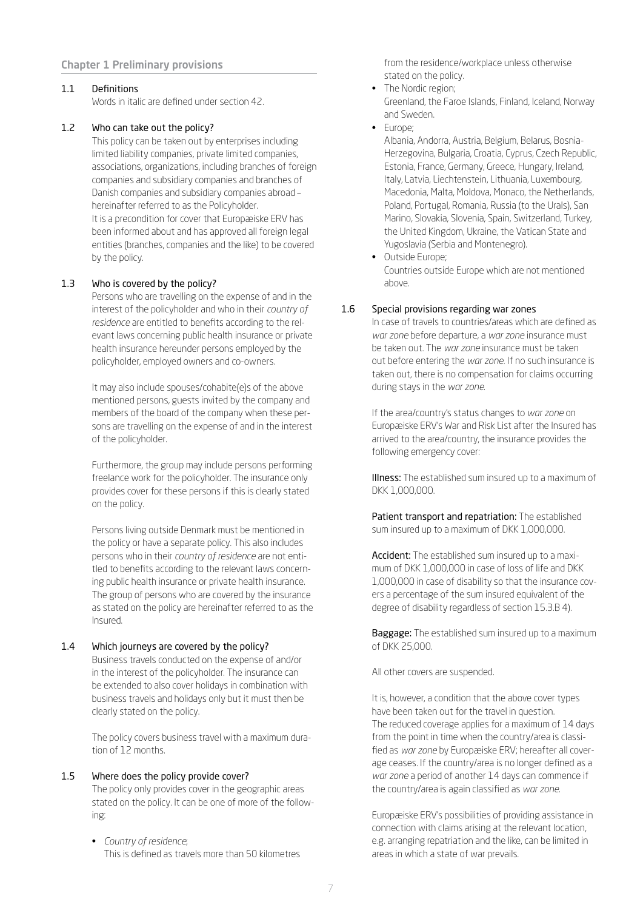## Chapter 1 Preliminary provisions

### 1.1 Definitions

Words in italic are defined under section 42.

### 1.2 Who can take out the policy?

This policy can be taken out by enterprises including limited liability companies, private limited companies, associations, organizations, including branches of foreign companies and subsidiary companies and branches of Danish companies and subsidiary companies abroad – hereinafter referred to as the Policyholder.
It is a precondition for cover that Europæiske ERV has been informed about and has approved all foreign legal entities (branches, companies and the like) to be covered by the policy.

### 1.3 Who is covered by the policy?

Persons who are travelling on the expense of and in the interest of the policyholder and who in their *country of residence* are entitled to benefits according to the relevant laws concerning public health insurance or private health insurance hereunder persons employed by the policyholder, employed owners and co-owners.

It may also include spouses/cohabite(e)s of the above mentioned persons, guests invited by the company and members of the board of the company when these persons are travelling on the expense of and in the interest of the policyholder.

Furthermore, the group may include persons performing freelance work for the policyholder. The insurance only provides cover for these persons if this is clearly stated on the policy.

Persons living outside Denmark must be mentioned in the policy or have a separate policy. This also includes persons who in their *country of residence* are not entitled to benefits according to the relevant laws concerning public health insurance or private health insurance. The group of persons who are covered by the insurance as stated on the policy are hereinafter referred to as the Insured.

### 1.4 Which journeys are covered by the policy?

Business travels conducted on the expense of and/or in the interest of the policyholder. The insurance can be extended to also cover holidays in combination with business travels and holidays only but it must then be clearly stated on the policy.

The policy covers business travel with a maximum duration of 12 months.

### 1.5 Where does the policy provide cover?

The policy only provides cover in the geographic areas stated on the policy. It can be one of more of the following:

- *Country of residence*;
  This is defined as travels more than 50 kilometres from the residence/workplace unless otherwise stated on the policy.
- The Nordic region;
  Greenland, the Faroe Islands, Finland, Iceland, Norway and Sweden.
- Europe;
  Albania, Andorra, Austria, Belgium, Belarus, Bosnia-Herzegovina, Bulgaria, Croatia, Cyprus, Czech Republic, Estonia, France, Germany, Greece, Hungary, Ireland, Italy, Latvia, Liechtenstein, Lithuania, Luxembourg, Macedonia, Malta, Moldova, Monaco, the Netherlands, Poland, Portugal, Romania, Russia (to the Urals), San Marino, Slovakia, Slovenia, Spain, Switzerland, Turkey, the United Kingdom, Ukraine, the Vatican State and Yugoslavia (Serbia and Montenegro).
- Outside Europe;
  Countries outside Europe which are not mentioned above.

### 1.6 Special provisions regarding war zones

In case of travels to countries/areas which are defined as *war zone* before departure, a *war zone* insurance must be taken out. The *war zone* insurance must be taken out before entering the *war zone*. If no such insurance is taken out, there is no compensation for claims occurring during stays in the *war zone*.

If the area/country's status changes to *war zone* on Europæiske ERV's War and Risk List after the Insured has arrived to the area/country, the insurance provides the following emergency cover:

**Illness:** The established sum insured up to a maximum of DKK 1,000,000.

**Patient transport and repatriation:** The established sum insured up to a maximum of DKK 1,000,000.

**Accident:** The established sum insured up to a maximum of DKK 1,000,000 in case of loss of life and DKK 1,000,000 in case of disability so that the insurance covers a percentage of the sum insured equivalent of the degree of disability regardless of section 15.3.B 4).

**Baggage:** The established sum insured up to a maximum of DKK 25,000.

All other covers are suspended.

It is, however, a condition that the above cover types have been taken out for the travel in question.
The reduced coverage applies for a maximum of 14 days from the point in time when the country/area is classified as *war zone* by Europæiske ERV; hereafter all coverage ceases. If the country/area is no longer defined as a *war zone* a period of another 14 days can commence if the country/area is again classified as *war zone*.

Europæiske ERV's possibilities of providing assistance in connection with claims arising at the relevant location, e.g. arranging repatriation and the like, can be limited in areas in which a state of war prevails.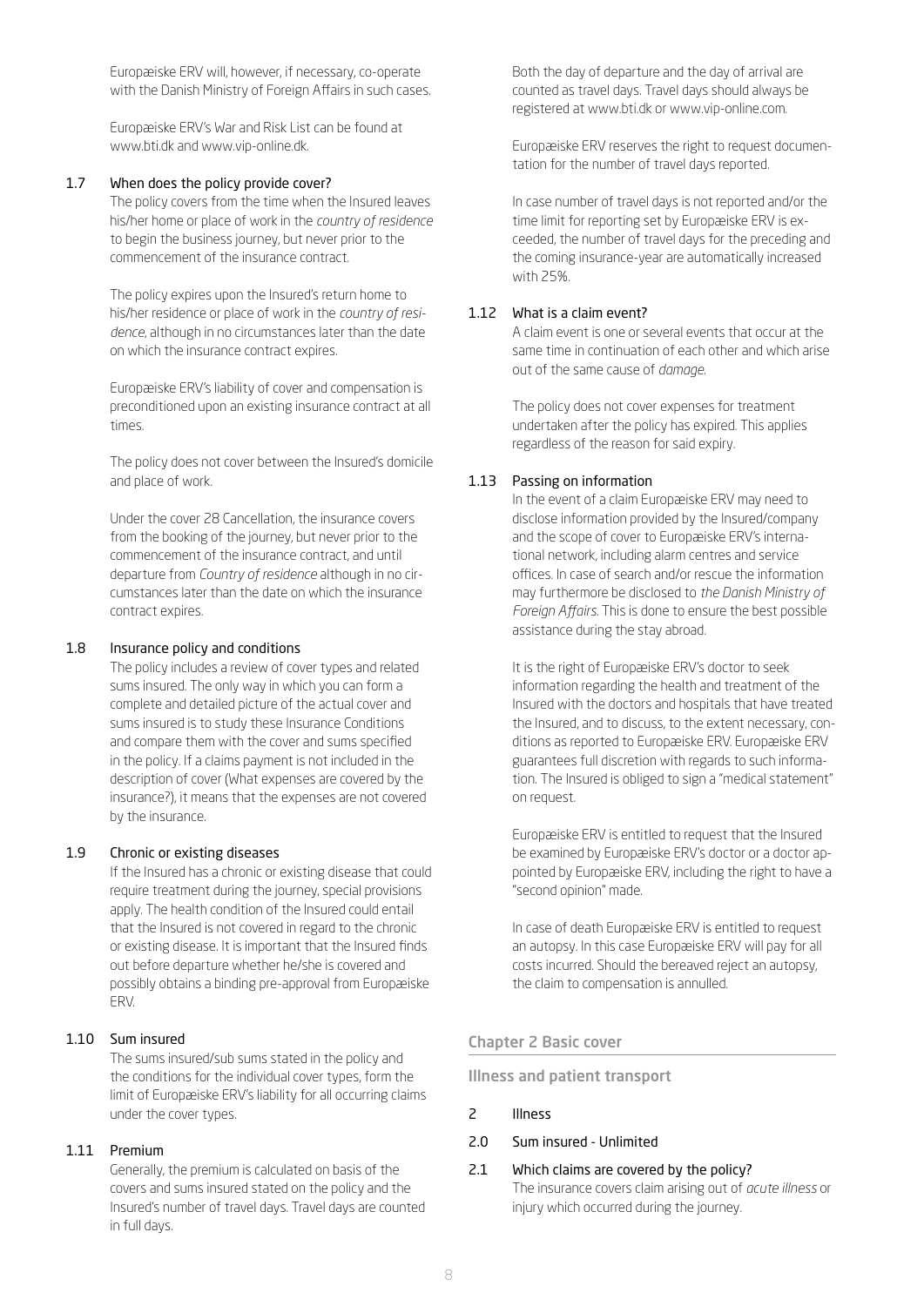Europæiske ERV will, however, if necessary, co-operate with the Danish Ministry of Foreign Affairs in such cases.

Europæiske ERV's War and Risk List can be found at www.bti.dk and www.vip-online.dk.

### 1.7 When does the policy provide cover?

The policy covers from the time when the Insured leaves his/her home or place of work in the *country of residence* to begin the business journey, but never prior to the commencement of the insurance contract.

The policy expires upon the Insured's return home to his/her residence or place of work in the *country of residence*, although in no circumstances later than the date on which the insurance contract expires.

Europæiske ERV's liability of cover and compensation is preconditioned upon an existing insurance contract at all times.

The policy does not cover between the Insured's domicile and place of work.

Under the cover 28 Cancellation, the insurance covers from the booking of the journey, but never prior to the commencement of the insurance contract, and until departure from *Country of residence* although in no circumstances later than the date on which the insurance contract expires.

### 1.8 Insurance policy and conditions

The policy includes a review of cover types and related sums insured. The only way in which you can form a complete and detailed picture of the actual cover and sums insured is to study these Insurance Conditions and compare them with the cover and sums specified in the policy. If a claims payment is not included in the description of cover (What expenses are covered by the insurance?), it means that the expenses are not covered by the insurance.

### 1.9 Chronic or existing diseases

If the Insured has a chronic or existing disease that could require treatment during the journey, special provisions apply. The health condition of the Insured could entail that the Insured is not covered in regard to the chronic or existing disease. It is important that the Insured finds out before departure whether he/she is covered and possibly obtains a binding pre-approval from Europæiske ERV.

### 1.10 Sum insured

The sums insured/sub sums stated in the policy and the conditions for the individual cover types, form the limit of Europæiske ERV's liability for all occurring claims under the cover types.

### 1.11 Premium

Generally, the premium is calculated on basis of the covers and sums insured stated on the policy and the Insured's number of travel days. Travel days are counted in full days.

Both the day of departure and the day of arrival are counted as travel days. Travel days should always be registered at www.bti.dk or www.vip-online.com.

Europæiske ERV reserves the right to request documentation for the number of travel days reported.

In case number of travel days is not reported and/or the time limit for reporting set by Europæiske ERV is exceeded, the number of travel days for the preceding and the coming insurance-year are automatically increased with 25%.

### 1.12 What is a claim event?

A claim event is one or several events that occur at the same time in continuation of each other and which arise out of the same cause of *damage*.

The policy does not cover expenses for treatment undertaken after the policy has expired. This applies regardless of the reason for said expiry.

### 1.13 Passing on information

In the event of a claim Europæiske ERV may need to disclose information provided by the Insured/company and the scope of cover to Europæiske ERV's international network, including alarm centres and service offices. In case of search and/or rescue the information may furthermore be disclosed to *the Danish Ministry of Foreign Affairs*. This is done to ensure the best possible assistance during the stay abroad.

It is the right of Europæiske ERV's doctor to seek information regarding the health and treatment of the Insured with the doctors and hospitals that have treated the Insured, and to discuss, to the extent necessary, conditions as reported to Europæiske ERV. Europæiske ERV guarantees full discretion with regards to such information. The Insured is obliged to sign a "medical statement" on request.

Europæiske ERV is entitled to request that the Insured be examined by Europæiske ERV's doctor or a doctor appointed by Europæiske ERV, including the right to have a "second opinion" made.

In case of death Europæiske ERV is entitled to request an autopsy. In this case Europæiske ERV will pay for all costs incurred. Should the bereaved reject an autopsy, the claim to compensation is annulled.

## Chapter 2 Basic cover

### Illness and patient transport

### 2 Illness

### 2.0 Sum insured - Unlimited

### 2.1 Which claims are covered by the policy?

The insurance covers claim arising out of *acute illness* or injury which occurred during the journey.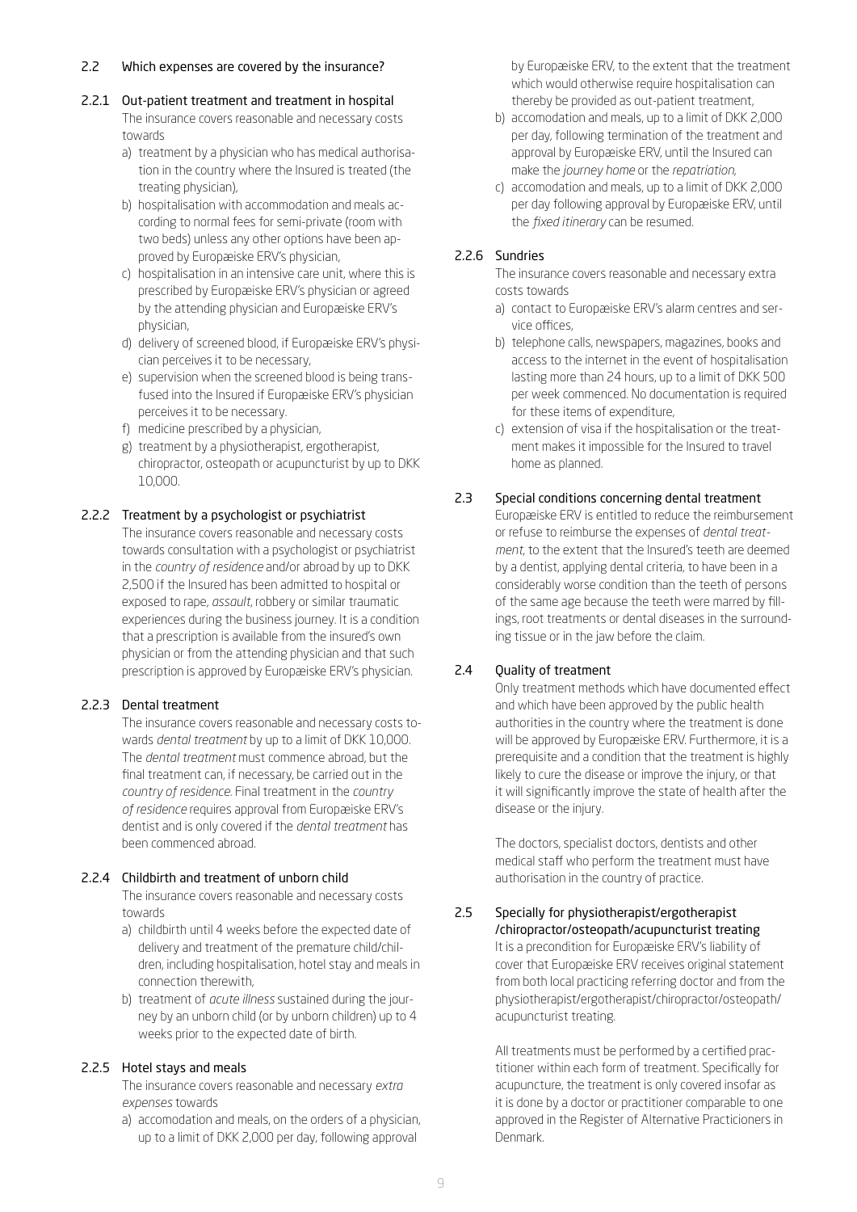## 2.2 Which expenses are covered by the insurance?

### 2.2.1 Out-patient treatment and treatment in hospital

The insurance covers reasonable and necessary costs towards

a) treatment by a physician who has medical authorisation in the country where the Insured is treated (the treating physician),
b) hospitalisation with accommodation and meals according to normal fees for semi-private (room with two beds) unless any other options have been approved by Europæiske ERV's physician,
c) hospitalisation in an intensive care unit, where this is prescribed by Europæiske ERV's physician or agreed by the attending physician and Europæiske ERV's physician,
d) delivery of screened blood, if Europæiske ERV's physician perceives it to be necessary,
e) supervision when the screened blood is being transfused into the Insured if Europæiske ERV's physician perceives it to be necessary.
f) medicine prescribed by a physician,
g) treatment by a physiotherapist, ergotherapist, chiropractor, osteopath or acupuncturist by up to DKK 10,000.

### 2.2.2 Treatment by a psychologist or psychiatrist

The insurance covers reasonable and necessary costs towards consultation with a psychologist or psychiatrist in the *country of residence* and/or abroad by up to DKK 2,500 if the Insured has been admitted to hospital or exposed to rape, *assault*, robbery or similar traumatic experiences during the business journey. It is a condition that a prescription is available from the insured's own physician or from the attending physician and that such prescription is approved by Europæiske ERV's physician.

### 2.2.3 Dental treatment

The insurance covers reasonable and necessary costs towards *dental treatment* by up to a limit of DKK 10,000. The *dental treatment* must commence abroad, but the final treatment can, if necessary, be carried out in the *country of residence*. Final treatment in the *country of residence* requires approval from Europæiske ERV's dentist and is only covered if the *dental treatment* has been commenced abroad.

### 2.2.4 Childbirth and treatment of unborn child

The insurance covers reasonable and necessary costs towards

a) childbirth until 4 weeks before the expected date of delivery and treatment of the premature child/children, including hospitalisation, hotel stay and meals in connection therewith,
b) treatment of *acute illness* sustained during the journey by an unborn child (or by unborn children) up to 4 weeks prior to the expected date of birth.

### 2.2.5 Hotel stays and meals

The insurance covers reasonable and necessary *extra expenses* towards

a) accomodation and meals, on the orders of a physician, up to a limit of DKK 2,000 per day, following approval by Europæiske ERV, to the extent that the treatment which would otherwise require hospitalisation can thereby be provided as out-patient treatment,
b) accomodation and meals, up to a limit of DKK 2,000 per day, following termination of the treatment and approval by Europæiske ERV, until the Insured can make the *journey home* or the *repatriation*,
c) accomodation and meals, up to a limit of DKK 2,000 per day following approval by Europæiske ERV, until the *fixed itinerary* can be resumed.

### 2.2.6 Sundries

The insurance covers reasonable and necessary extra costs towards

a) contact to Europæiske ERV's alarm centres and service offices,
b) telephone calls, newspapers, magazines, books and access to the internet in the event of hospitalisation lasting more than 24 hours, up to a limit of DKK 500 per week commenced. No documentation is required for these items of expenditure,
c) extension of visa if the hospitalisation or the treatment makes it impossible for the Insured to travel home as planned.

## 2.3 Special conditions concerning dental treatment

Europæiske ERV is entitled to reduce the reimbursement or refuse to reimburse the expenses of *dental treatment*, to the extent that the Insured's teeth are deemed by a dentist, applying dental criteria, to have been in a considerably worse condition than the teeth of persons of the same age because the teeth were marred by fillings, root treatments or dental diseases in the surrounding tissue or in the jaw before the claim.

## 2.4 Quality of treatment

Only treatment methods which have documented effect and which have been approved by the public health authorities in the country where the treatment is done will be approved by Europæiske ERV. Furthermore, it is a prerequisite and a condition that the treatment is highly likely to cure the disease or improve the injury, or that it will significantly improve the state of health after the disease or the injury.

The doctors, specialist doctors, dentists and other medical staff who perform the treatment must have authorisation in the country of practice.

## 2.5 Specially for physiotherapist/ergotherapist /chiropractor/osteopath/acupuncturist treating

It is a precondition for Europæiske ERV's liability of cover that Europæiske ERV receives original statement from both local practicing referring doctor and from the physiotherapist/ergotherapist/chiropractor/osteopath/acupuncturist treating.

All treatments must be performed by a certified practitioner within each form of treatment. Specifically for acupuncture, the treatment is only covered insofar as it is done by a doctor or practitioner comparable to one approved in the Register of Alternative Practicioners in Denmark.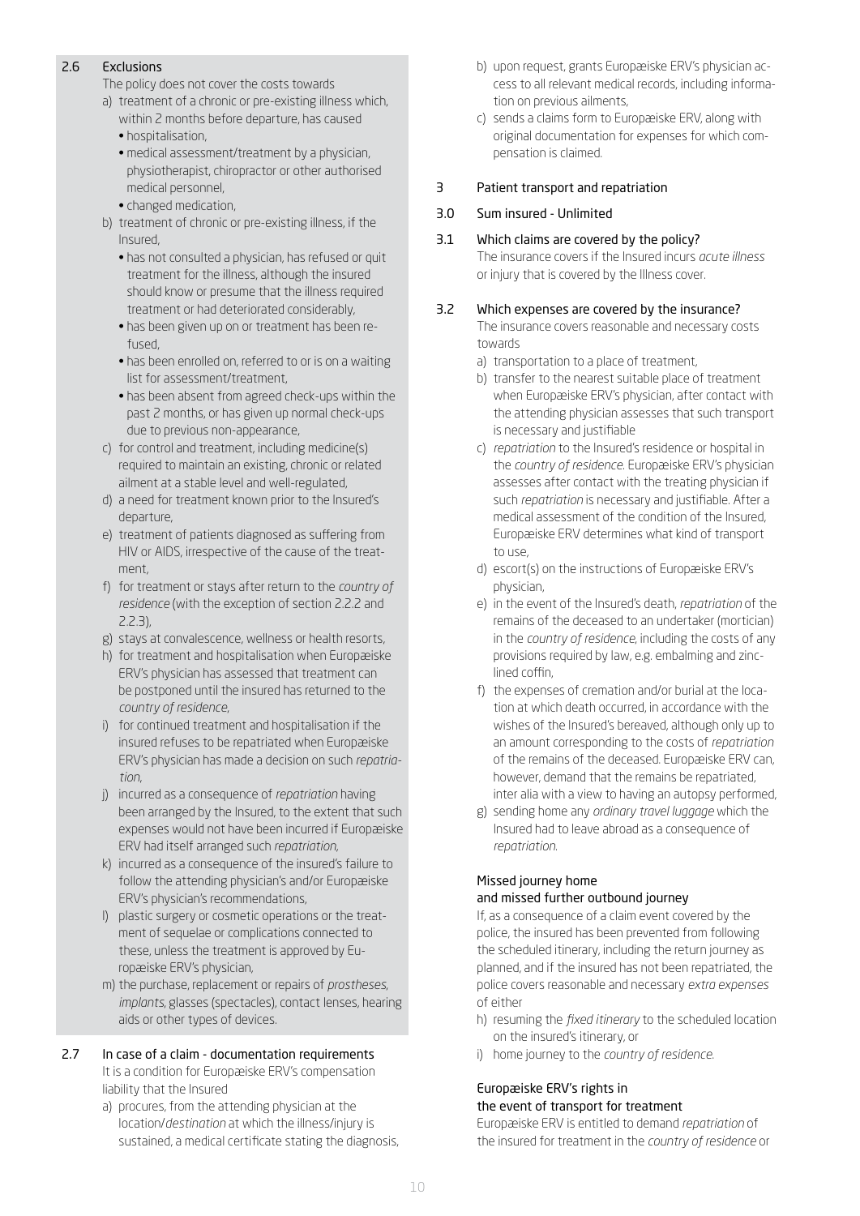### 2.6 Exclusions

The policy does not cover the costs towards

a) treatment of a chronic or pre-existing illness which, within 2 months before departure, has caused
   - hospitalisation,
   - medical assessment/treatment by a physician, physiotherapist, chiropractor or other authorised medical personnel,
   - changed medication,

b) treatment of chronic or pre-existing illness, if the Insured,
   - has not consulted a physician, has refused or quit treatment for the illness, although the insured should know or presume that the illness required treatment or had deteriorated considerably,
   - has been given up on or treatment has been refused,
   - has been enrolled on, referred to or is on a waiting list for assessment/treatment,
   - has been absent from agreed check-ups within the past 2 months, or has given up normal check-ups due to previous non-appearance,

c) for control and treatment, including medicine(s) required to maintain an existing, chronic or related ailment at a stable level and well-regulated,

d) a need for treatment known prior to the Insured's departure,

e) treatment of patients diagnosed as suffering from HIV or AIDS, irrespective of the cause of the treatment,

f) for treatment or stays after return to the *country of residence* (with the exception of section 2.2.2 and 2.2.3),

g) stays at convalescence, wellness or health resorts,

h) for treatment and hospitalisation when Europæiske ERV's physician has assessed that treatment can be postponed until the insured has returned to the *country of residence*,

i) for continued treatment and hospitalisation if the insured refuses to be repatriated when Europæiske ERV's physician has made a decision on such *repatriation*,

j) incurred as a consequence of *repatriation* having been arranged by the Insured, to the extent that such expenses would not have been incurred if Europæiske ERV had itself arranged such *repatriation*,

k) incurred as a consequence of the insured's failure to follow the attending physician's and/or Europæiske ERV's physician's recommendations,

l) plastic surgery or cosmetic operations or the treatment of sequelae or complications connected to these, unless the treatment is approved by Europæiske ERV's physician,

m) the purchase, replacement or repairs of *prostheses*, *implants*, glasses (spectacles), contact lenses, hearing aids or other types of devices.

### 2.7 In case of a claim - documentation requirements

It is a condition for Europæiske ERV's compensation liability that the Insured

a) procures, from the attending physician at the location/*destination* at which the illness/injury is sustained, a medical certificate stating the diagnosis,

b) upon request, grants Europæiske ERV's physician access to all relevant medical records, including information on previous ailments,

c) sends a claims form to Europæiske ERV, along with original documentation for expenses for which compensation is claimed.

## 3 Patient transport and repatriation

### 3.0 Sum insured - Unlimited

### 3.1 Which claims are covered by the policy?

The insurance covers if the Insured incurs *acute illness* or injury that is covered by the Illness cover.

### 3.2 Which expenses are covered by the insurance?

The insurance covers reasonable and necessary costs towards

a) transportation to a place of treatment,

b) transfer to the nearest suitable place of treatment when Europæiske ERV's physician, after contact with the attending physician assesses that such transport is necessary and justifiable

c) *repatriation* to the Insured's residence or hospital in the *country of residence*. Europæiske ERV's physician assesses after contact with the treating physician if such *repatriation* is necessary and justifiable. After a medical assessment of the condition of the Insured, Europæiske ERV determines what kind of transport to use,

d) escort(s) on the instructions of Europæiske ERV's physician,

e) in the event of the Insured's death, *repatriation* of the remains of the deceased to an undertaker (mortician) in the *country of residence*, including the costs of any provisions required by law, e.g. embalming and zinc-lined coffin,

f) the expenses of cremation and/or burial at the location at which death occurred, in accordance with the wishes of the Insured's bereaved, although only up to an amount corresponding to the costs of *repatriation* of the remains of the deceased. Europæiske ERV can, however, demand that the remains be repatriated, inter alia with a view to having an autopsy performed,

g) sending home any *ordinary travel luggage* which the Insured had to leave abroad as a consequence of *repatriation*.

#### Missed journey home and missed further outbound journey

If, as a consequence of a claim event covered by the police, the insured has been prevented from following the scheduled itinerary, including the return journey as planned, and if the insured has not been repatriated, the police covers reasonable and necessary *extra expenses* of either

h) resuming the *fixed itinerary* to the scheduled location on the insured's itinerary, or

i) home journey to the *country of residence*.

#### Europæiske ERV's rights in the event of transport for treatment

Europæiske ERV is entitled to demand *repatriation* of the insured for treatment in the *country of residence* or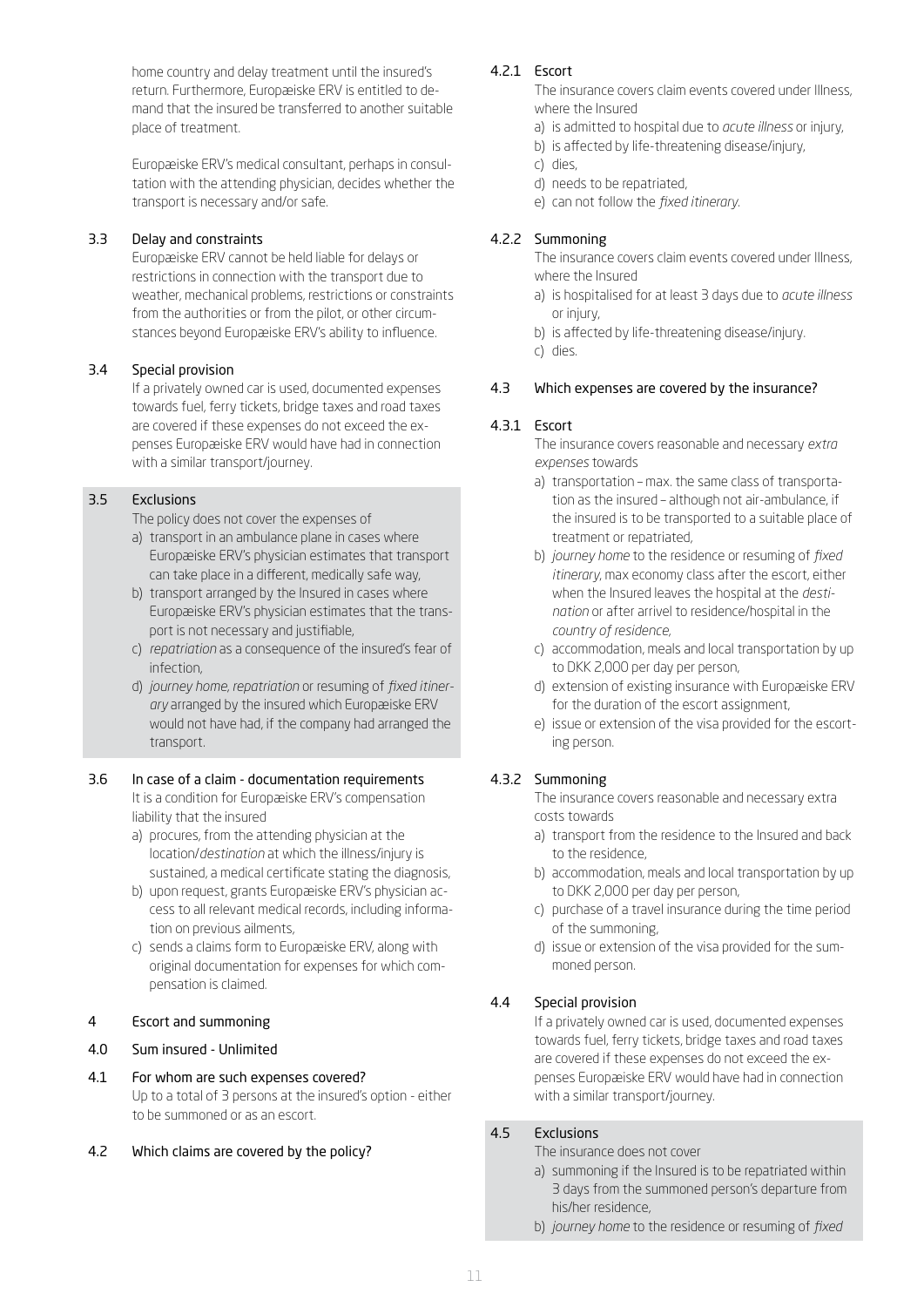home country and delay treatment until the insured's return. Furthermore, Europæiske ERV is entitled to demand that the insured be transferred to another suitable place of treatment.

Europæiske ERV's medical consultant, perhaps in consultation with the attending physician, decides whether the transport is necessary and/or safe.

### 3.3 Delay and constraints

Europæiske ERV cannot be held liable for delays or restrictions in connection with the transport due to weather, mechanical problems, restrictions or constraints from the authorities or from the pilot, or other circumstances beyond Europæiske ERV's ability to influence.

### 3.4 Special provision

If a privately owned car is used, documented expenses towards fuel, ferry tickets, bridge taxes and road taxes are covered if these expenses do not exceed the expenses Europæiske ERV would have had in connection with a similar transport/journey.

### 3.5 Exclusions

The policy does not cover the expenses of

a) transport in an ambulance plane in cases where Europæiske ERV's physician estimates that transport can take place in a different, medically safe way,
b) transport arranged by the Insured in cases where Europæiske ERV's physician estimates that the transport is not necessary and justifiable,
c) *repatriation* as a consequence of the insured's fear of infection,
d) *journey home*, *repatriation* or resuming of *fixed itinerary* arranged by the insured which Europæiske ERV would not have had, if the company had arranged the transport.

### 3.6 In case of a claim - documentation requirements

It is a condition for Europæiske ERV's compensation liability that the insured

a) procures, from the attending physician at the location/*destination* at which the illness/injury is sustained, a medical certificate stating the diagnosis,
b) upon request, grants Europæiske ERV's physician access to all relevant medical records, including information on previous ailments,
c) sends a claims form to Europæiske ERV, along with original documentation for expenses for which compensation is claimed.

## 4 Escort and summoning

### 4.0 Sum insured - Unlimited

### 4.1 For whom are such expenses covered?

Up to a total of 3 persons at the insured's option - either to be summoned or as an escort.

### 4.2 Which claims are covered by the policy?

#### 4.2.1 Escort

The insurance covers claim events covered under Illness, where the Insured

a) is admitted to hospital due to *acute illness* or injury,
b) is affected by life-threatening disease/injury,
c) dies,
d) needs to be repatriated,
e) can not follow the *fixed itinerary*.

#### 4.2.2 Summoning

The insurance covers claim events covered under Illness, where the Insured

a) is hospitalised for at least 3 days due to *acute illness* or injury,
b) is affected by life-threatening disease/injury.
c) dies.

### 4.3 Which expenses are covered by the insurance?

#### 4.3.1 Escort

The insurance covers reasonable and necessary *extra expenses* towards

a) transportation – max. the same class of transportation as the insured – although not air-ambulance, if the insured is to be transported to a suitable place of treatment or repatriated,
b) *journey home* to the residence or resuming of *fixed itinerary*, max economy class after the escort, either when the Insured leaves the hospital at the *destination* or after arrivel to residence/hospital in the *country of residence*,
c) accommodation, meals and local transportation by up to DKK 2,000 per day per person,
d) extension of existing insurance with Europæiske ERV for the duration of the escort assignment,
e) issue or extension of the visa provided for the escorting person.

#### 4.3.2 Summoning

The insurance covers reasonable and necessary extra costs towards

a) transport from the residence to the Insured and back to the residence,
b) accommodation, meals and local transportation by up to DKK 2,000 per day per person,
c) purchase of a travel insurance during the time period of the summoning,
d) issue or extension of the visa provided for the summoned person.

### 4.4 Special provision

If a privately owned car is used, documented expenses towards fuel, ferry tickets, bridge taxes and road taxes are covered if these expenses do not exceed the expenses Europæiske ERV would have had in connection with a similar transport/journey.

### 4.5 Exclusions

The insurance does not cover

a) summoning if the Insured is to be repatriated within 3 days from the summoned person's departure from his/her residence,
b) *journey home* to the residence or resuming of *fixed*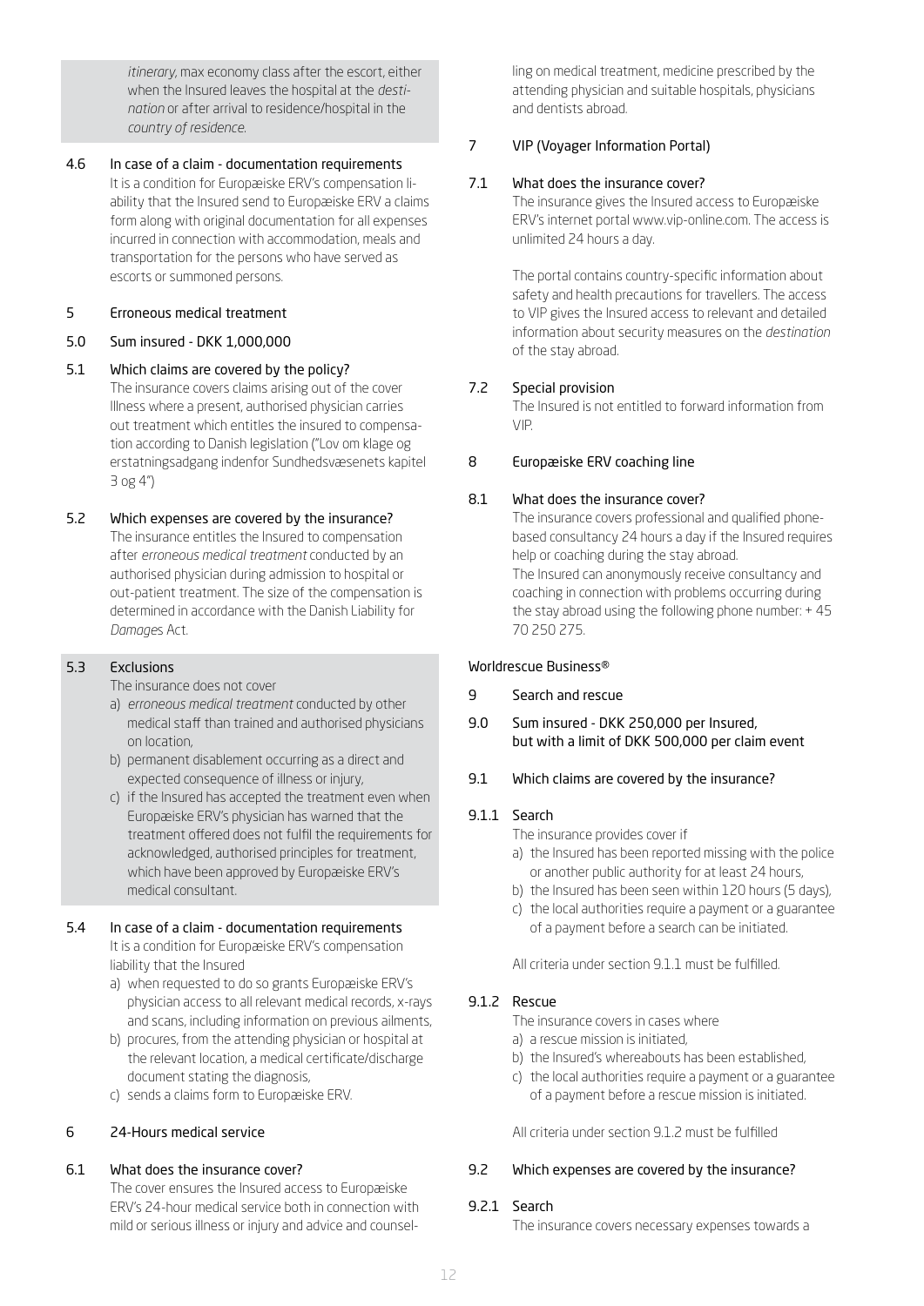*itinerary*, max economy class after the escort, either when the Insured leaves the hospital at the *destination* or after arrival to residence/hospital in the *country of residence*.

4.6 In case of a claim - documentation requirements

It is a condition for Europæiske ERV's compensation liability that the Insured send to Europæiske ERV a claims form along with original documentation for all expenses incurred in connection with accommodation, meals and transportation for the persons who have served as escorts or summoned persons.

## 5 Erroneous medical treatment

### 5.0 Sum insured - DKK 1,000,000

### 5.1 Which claims are covered by the policy?

The insurance covers claims arising out of the cover Illness where a present, authorised physician carries out treatment which entitles the insured to compensation according to Danish legislation ("Lov om klage og erstatningsadgang indenfor Sundhedsvæsenets kapitel 3 og 4")

### 5.2 Which expenses are covered by the insurance?

The insurance entitles the Insured to compensation after *erroneous medical treatment* conducted by an authorised physician during admission to hospital or out-patient treatment. The size of the compensation is determined in accordance with the Danish Liability for *Damage*s Act.

### 5.3 Exclusions

The insurance does not cover

a) *erroneous medical treatment* conducted by other medical staff than trained and authorised physicians on location,
b) permanent disablement occurring as a direct and expected consequence of illness or injury,
c) if the Insured has accepted the treatment even when Europæiske ERV's physician has warned that the treatment offered does not fulfil the requirements for acknowledged, authorised principles for treatment, which have been approved by Europæiske ERV's medical consultant.

### 5.4 In case of a claim - documentation requirements

It is a condition for Europæiske ERV's compensation liability that the Insured

a) when requested to do so grants Europæiske ERV's physician access to all relevant medical records, x-rays and scans, including information on previous ailments,
b) procures, from the attending physician or hospital at the relevant location, a medical certificate/discharge document stating the diagnosis,
c) sends a claims form to Europæiske ERV.

## 6 24-Hours medical service

### 6.1 What does the insurance cover?

The cover ensures the Insured access to Europæiske ERV's 24-hour medical service both in connection with mild or serious illness or injury and advice and counselling on medical treatment, medicine prescribed by the attending physician and suitable hospitals, physicians and dentists abroad.

## 7 VIP (Voyager Information Portal)

### 7.1 What does the insurance cover?

The insurance gives the Insured access to Europæiske ERV's internet portal www.vip-online.com. The access is unlimited 24 hours a day.

The portal contains country-specific information about safety and health precautions for travellers. The access to VIP gives the Insured access to relevant and detailed information about security measures on the *destination* of the stay abroad.

### 7.2 Special provision

The Insured is not entitled to forward information from VIP.

## 8 Europæiske ERV coaching line

### 8.1 What does the insurance cover?

The insurance covers professional and qualified phone-based consultancy 24 hours a day if the Insured requires help or coaching during the stay abroad.
The Insured can anonymously receive consultancy and coaching in connection with problems occurring during the stay abroad using the following phone number: + 45 70 250 275.

# Worldrescue Business®

## 9 Search and rescue

### 9.0 Sum insured - DKK 250,000 per Insured, but with a limit of DKK 500,000 per claim event

### 9.1 Which claims are covered by the insurance?

#### 9.1.1 Search

The insurance provides cover if

a) the Insured has been reported missing with the police or another public authority for at least 24 hours,
b) the Insured has been seen within 120 hours (5 days),
c) the local authorities require a payment or a guarantee of a payment before a search can be initiated.

All criteria under section 9.1.1 must be fulfilled.

#### 9.1.2 Rescue

The insurance covers in cases where

a) a rescue mission is initiated,
b) the Insured's whereabouts has been established,
c) the local authorities require a payment or a guarantee of a payment before a rescue mission is initiated.

All criteria under section 9.1.2 must be fulfilled

### 9.2 Which expenses are covered by the insurance?

#### 9.2.1 Search

The insurance covers necessary expenses towards a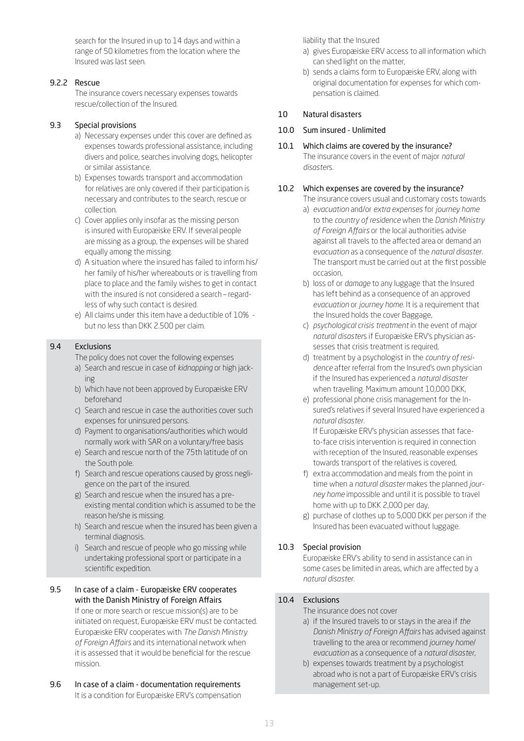search for the Insured in up to 14 days and within a range of 50 kilometres from the location where the Insured was last seen.

### 9.2.2 Rescue

The insurance covers necessary expenses towards rescue/collection of the Insured.

### 9.3 Special provisions

a) Necessary expenses under this cover are defined as expenses towards professional assistance, including divers and police, searches involving dogs, helicopter or similar assistance.
b) Expenses towards transport and accommodation for relatives are only covered if their participation is necessary and contributes to the search, rescue or collection.
c) Cover applies only insofar as the missing person is insured with Europæiske ERV. If several people are missing as a group, the expenses will be shared equally among the missing.
d) A situation where the insured has failed to inform his/her family of his/her whereabouts or is travelling from place to place and the family wishes to get in contact with the insured is not considered a search – regardless of why such contact is desired.
e) All claims under this item have a deductible of 10% - but no less than DKK 2.500 per claim.

### 9.4 Exclusions

The policy does not cover the following expenses

a) Search and rescue in case of *kidnapping* or high jacking
b) Which have not been approved by Europæiske ERV beforehand
c) Search and rescue in case the authorities cover such expenses for uninsured persons.
d) Payment to organisations/authorities which would normally work with SAR on a voluntary/free basis
e) Search and rescue north of the 75th latitude of on the South pole.
f) Search and rescue operations caused by gross negligence on the part of the insured.
g) Search and rescue when the insured has a pre-existing mental condition which is assumed to be the reason he/she is missing.
h) Search and rescue when the insured has been given a terminal diagnosis.
i) Search and rescue of people who go missing while undertaking professional sport or participate in a scientific expedition.

### 9.5 In case of a claim - Europæiske ERV cooperates with the Danish Ministry of Foreign Affairs

If one or more search or rescue mission(s) are to be initiated on request, Europæiske ERV must be contacted. Europæiske ERV cooperates with *The Danish Ministry of Foreign Affairs* and its international network when it is assessed that it would be beneficial for the rescue mission.

### 9.6 In case of a claim - documentation requirements

It is a condition for Europæiske ERV's compensation liability that the Insured

a) gives Europæiske ERV access to all information which can shed light on the matter,
b) sends a claims form to Europæiske ERV, along with original documentation for expenses for which compensation is claimed.

## 10 Natural disasters

### 10.0 Sum insured - Unlimited

### 10.1 Which claims are covered by the insurance?

The insurance covers in the event of major *natural disasters*.

### 10.2 Which expenses are covered by the insurance?

The insurance covers usual and customary costs towards

a) *evacuation* and/or *extra expenses* for *journey home* to the *country of residence* when the *Danish Ministry of Foreign Affairs* or the local authorities advise against all travels to the affected area or demand an *evacuation* as a consequence of the *natural disaster*. The transport must be carried out at the first possible occasion,
b) loss of or *damage* to any luggage that the Insured has left behind as a consequence of an approved *evacuation* or *journey home*. It is a requirement that the Insured holds the cover Baggage,
c) *psychological crisis treatment* in the event of major *natural disasters* if Europæiske ERV's physician assesses that crisis treatment is required,
d) treatment by a psychologist in the *country of residence* after referral from the Insured's own physician if the Insured has experienced a *natural disaster* when travelling. Maximum amount 10,000 DKK,
e) professional phone crisis management for the Insured's relatives if several Insured have experienced a *natural disaster*.
   If Europæiske ERV's physician assesses that face-to-face crisis intervention is required in connection with reception of the Insured, reasonable expenses towards transport of the relatives is covered,
f) extra accommodation and meals from the point in time when a *natural disaster* makes the planned *journey home* impossible and until it is possible to travel home with up to DKK 2,000 per day,
g) purchase of clothes up to 5,000 DKK per person if the Insured has been evacuated without luggage.

### 10.3 Special provision

Europæiske ERV's ability to send in assistance can in some cases be limited in areas, which are affected by a *natural disaster*.

### 10.4 Exclusions

The insurance does not cover

a) if the Insured travels to or stays in the area if *the Danish Ministry of Foreign Affairs* has advised against travelling to the area or recommend *journey home/evacuation* as a consequence of a *natural disaster*,
b) expenses towards treatment by a psychologist abroad who is not a part of Europæiske ERV's crisis management set-up.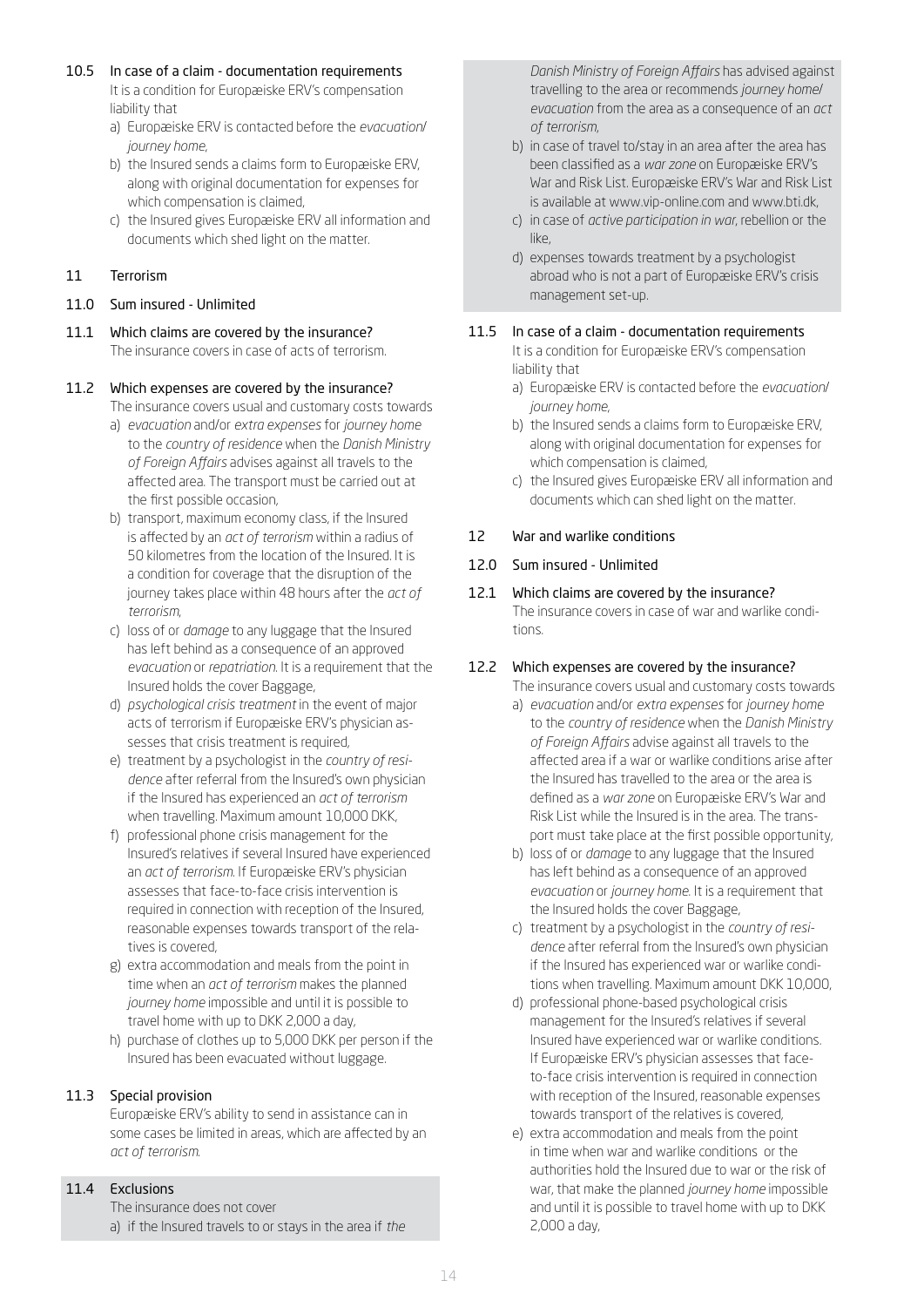### 10.5 In case of a claim - documentation requirements

It is a condition for Europæiske ERV's compensation liability that

a) Europæiske ERV is contacted before the *evacuation/journey home*,
b) the Insured sends a claims form to Europæiske ERV, along with original documentation for expenses for which compensation is claimed,
c) the Insured gives Europæiske ERV all information and documents which shed light on the matter.

## 11 Terrorism

### 11.0 Sum insured - Unlimited

### 11.1 Which claims are covered by the insurance?

The insurance covers in case of acts of terrorism.

### 11.2 Which expenses are covered by the insurance?

The insurance covers usual and customary costs towards

a) *evacuation* and/or *extra expenses* for *journey home* to the *country of residence* when the *Danish Ministry of Foreign Affairs* advises against all travels to the affected area. The transport must be carried out at the first possible occasion,
b) transport, maximum economy class, if the Insured is affected by an *act of terrorism* within a radius of 50 kilometres from the location of the Insured. It is a condition for coverage that the disruption of the journey takes place within 48 hours after the *act of terrorism*,
c) loss of or *damage* to any luggage that the Insured has left behind as a consequence of an approved *evacuation* or *repatriation*. It is a requirement that the Insured holds the cover Baggage,
d) *psychological crisis treatment* in the event of major acts of terrorism if Europæiske ERV's physician assesses that crisis treatment is required,
e) treatment by a psychologist in the *country of residence* after referral from the Insured's own physician if the Insured has experienced an *act of terrorism* when travelling. Maximum amount 10,000 DKK,
f) professional phone crisis management for the Insured's relatives if several Insured have experienced an *act of terrorism*. If Europæiske ERV's physician assesses that face-to-face crisis intervention is required in connection with reception of the Insured, reasonable expenses towards transport of the relatives is covered,
g) extra accommodation and meals from the point in time when an *act of terrorism* makes the planned *journey home* impossible and until it is possible to travel home with up to DKK 2,000 a day,
h) purchase of clothes up to 5,000 DKK per person if the Insured has been evacuated without luggage.

### 11.3 Special provision

Europæiske ERV's ability to send in assistance can in some cases be limited in areas, which are affected by an *act of terrorism*.

### 11.4 Exclusions

The insurance does not cover

a) if the Insured travels to or stays in the area if *the Danish Ministry of Foreign Affairs* has advised against travelling to the area or recommends *journey home/evacuation* from the area as a consequence of an *act of terrorism*,
b) in case of travel to/stay in an area after the area has been classified as a *war zone* on Europæiske ERV's War and Risk List. Europæiske ERV's War and Risk List is available at www.vip-online.com and www.bti.dk,
c) in case of *active participation in war*, rebellion or the like,
d) expenses towards treatment by a psychologist abroad who is not a part of Europæiske ERV's crisis management set-up.

### 11.5 In case of a claim - documentation requirements

It is a condition for Europæiske ERV's compensation liability that

a) Europæiske ERV is contacted before the *evacuation/journey home*,
b) the Insured sends a claims form to Europæiske ERV, along with original documentation for expenses for which compensation is claimed,
c) the Insured gives Europæiske ERV all information and documents which can shed light on the matter.

## 12 War and warlike conditions

### 12.0 Sum insured - Unlimited

### 12.1 Which claims are covered by the insurance?

The insurance covers in case of war and warlike conditions.

### 12.2 Which expenses are covered by the insurance?

The insurance covers usual and customary costs towards

a) *evacuation* and/or *extra expenses* for *journey home* to the *country of residence* when the *Danish Ministry of Foreign Affairs* advise against all travels to the affected area if a war or warlike conditions arise after the Insured has travelled to the area or the area is defined as a *war zone* on Europæiske ERV's War and Risk List while the Insured is in the area. The transport must take place at the first possible opportunity,
b) loss of or *damage* to any luggage that the Insured has left behind as a consequence of an approved *evacuation* or *journey home*. It is a requirement that the Insured holds the cover Baggage,
c) treatment by a psychologist in the *country of residence* after referral from the Insured's own physician if the Insured has experienced war or warlike conditions when travelling. Maximum amount DKK 10,000,
d) professional phone-based psychological crisis management for the Insured's relatives if several Insured have experienced war or warlike conditions. If Europæiske ERV's physician assesses that face-to-face crisis intervention is required in connection with reception of the Insured, reasonable expenses towards transport of the relatives is covered,
e) extra accommodation and meals from the point in time when war and warlike conditions or the authorities hold the Insured due to war or the risk of war, that make the planned *journey home* impossible and until it is possible to travel home with up to DKK 2,000 a day,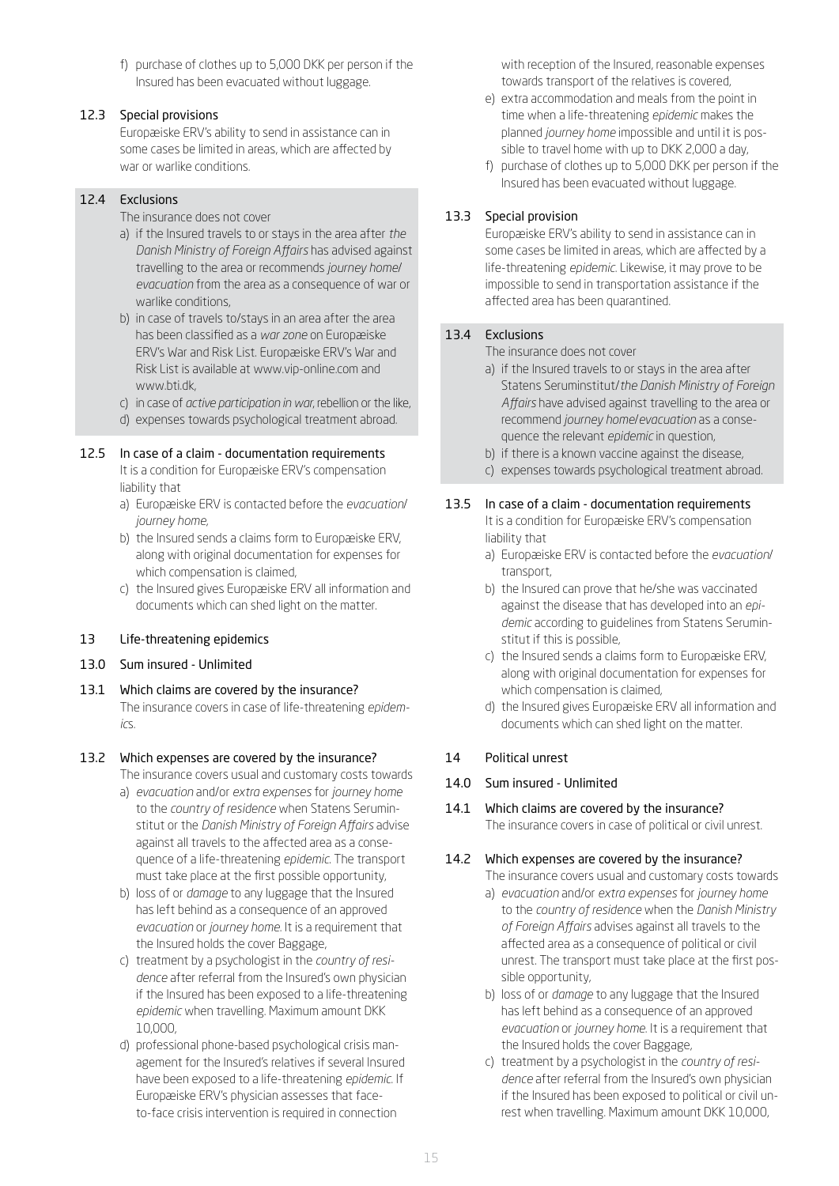f) purchase of clothes up to 5,000 DKK per person if the Insured has been evacuated without luggage.

### 12.3 Special provisions

Europæiske ERV's ability to send in assistance can in some cases be limited in areas, which are affected by war or warlike conditions.

### 12.4 Exclusions

The insurance does not cover

a) if the Insured travels to or stays in the area after *the Danish Ministry of Foreign Affairs* has advised against travelling to the area or recommends *journey home/ evacuation* from the area as a consequence of war or warlike conditions,
b) in case of travels to/stays in an area after the area has been classified as a *war zone* on Europæiske ERV's War and Risk List. Europæiske ERV's War and Risk List is available at www.vip-online.com and www.bti.dk,
c) in case of *active participation in war*, rebellion or the like,
d) expenses towards psychological treatment abroad.

### 12.5 In case of a claim - documentation requirements

It is a condition for Europæiske ERV's compensation liability that

a) Europæiske ERV is contacted before the *evacuation/ journey home*,
b) the Insured sends a claims form to Europæiske ERV, along with original documentation for expenses for which compensation is claimed,
c) the Insured gives Europæiske ERV all information and documents which can shed light on the matter.

## 13 Life-threatening epidemics

### 13.0 Sum insured - Unlimited

### 13.1 Which claims are covered by the insurance?

The insurance covers in case of life-threatening *epidemics*.

### 13.2 Which expenses are covered by the insurance?

The insurance covers usual and customary costs towards

a) *evacuation* and/or *extra expenses* for *journey home* to the *country of residence* when Statens Serumin­stitut or the *Danish Ministry of Foreign Affairs* advise against all travels to the affected area as a consequence of a life-threatening *epidemic*. The transport must take place at the first possible opportunity,
b) loss of or *damage* to any luggage that the Insured has left behind as a consequence of an approved *evacuation* or *journey home*. It is a requirement that the Insured holds the cover Baggage,
c) treatment by a psychologist in the *country of residence* after referral from the Insured's own physician if the Insured has been exposed to a life-threatening *epidemic* when travelling. Maximum amount DKK 10,000,
d) professional phone-based psychological crisis management for the Insured's relatives if several Insured have been exposed to a life-threatening *epidemic*. If Europæiske ERV's physician assesses that face-to-face crisis intervention is required in connection with reception of the Insured, reasonable expenses towards transport of the relatives is covered,
e) extra accommodation and meals from the point in time when a life-threatening *epidemic* makes the planned *journey home* impossible and until it is possible to travel home with up to DKK 2,000 a day,
f) purchase of clothes up to 5,000 DKK per person if the Insured has been evacuated without luggage.

### 13.3 Special provision

Europæiske ERV's ability to send in assistance can in some cases be limited in areas, which are affected by a life-threatening *epidemic*. Likewise, it may prove to be impossible to send in transportation assistance if the affected area has been quarantined.

### 13.4 Exclusions

The insurance does not cover

a) if the Insured travels to or stays in the area after Statens Seruminstitut/*the Danish Ministry of Foreign Affairs* have advised against travelling to the area or recommend *journey home/evacuation* as a consequence the relevant *epidemic* in question,
b) if there is a known vaccine against the disease,
c) expenses towards psychological treatment abroad.

### 13.5 In case of a claim - documentation requirements

It is a condition for Europæiske ERV's compensation liability that

a) Europæiske ERV is contacted before the *evacuation/* transport,
b) the Insured can prove that he/she was vaccinated against the disease that has developed into an *epidemic* according to guidelines from Statens Serumin­stitut if this is possible,
c) the Insured sends a claims form to Europæiske ERV, along with original documentation for expenses for which compensation is claimed,
d) the Insured gives Europæiske ERV all information and documents which can shed light on the matter.

## 14 Political unrest

### 14.0 Sum insured - Unlimited

### 14.1 Which claims are covered by the insurance?

The insurance covers in case of political or civil unrest.

### 14.2 Which expenses are covered by the insurance?

The insurance covers usual and customary costs towards

a) *evacuation* and/or *extra expenses* for *journey home* to the *country of residence* when the *Danish Ministry of Foreign Affairs* advises against all travels to the affected area as a consequence of political or civil unrest. The transport must take place at the first possible opportunity,
b) loss of or *damage* to any luggage that the Insured has left behind as a consequence of an approved *evacuation* or *journey home*. It is a requirement that the Insured holds the cover Baggage,
c) treatment by a psychologist in the *country of residence* after referral from the Insured's own physician if the Insured has been exposed to political or civil unrest when travelling. Maximum amount DKK 10,000,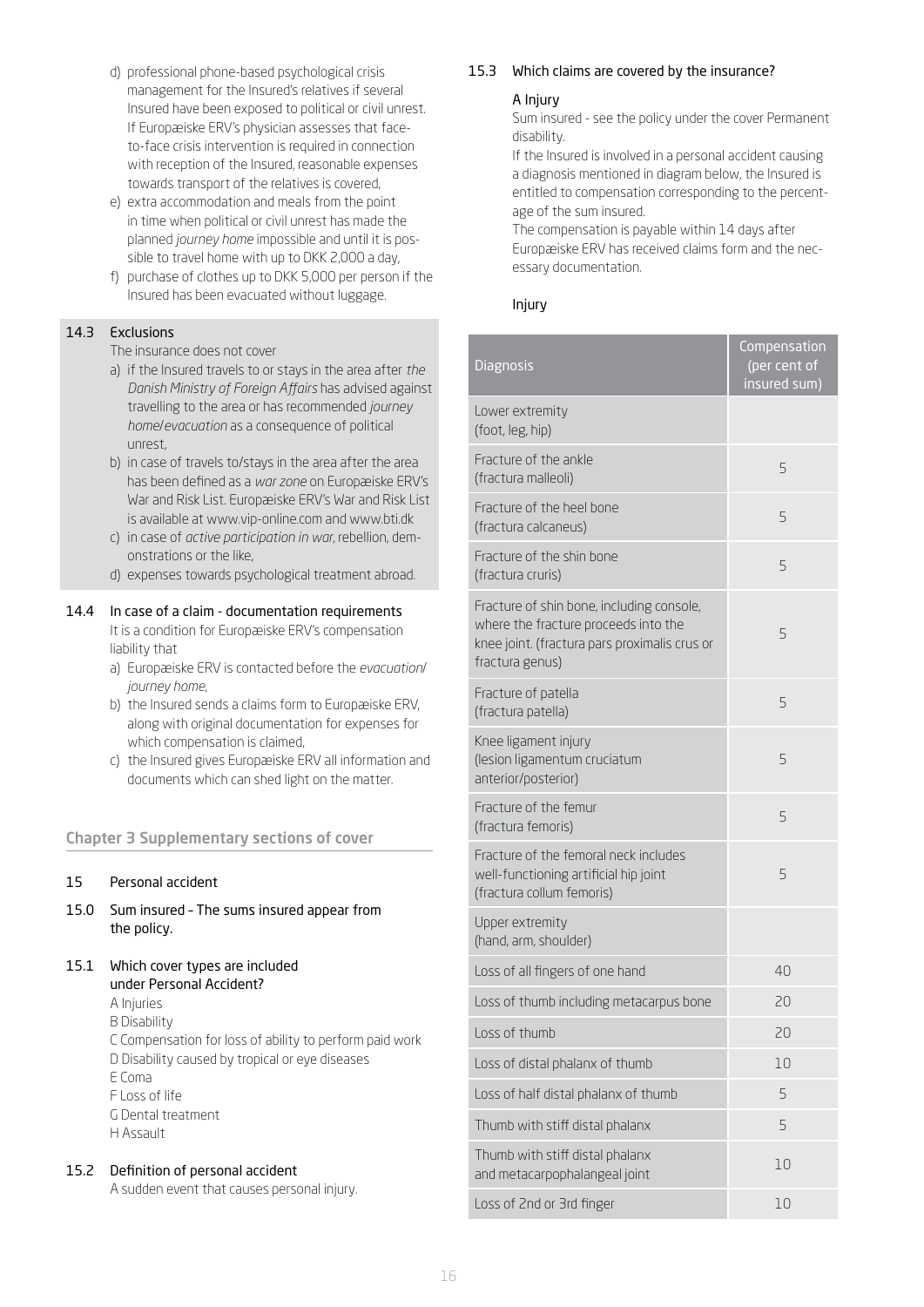d) professional phone-based psychological crisis management for the Insured's relatives if several Insured have been exposed to political or civil unrest. If Europæiske ERV's physician assesses that face-to-face crisis intervention is required in connection with reception of the Insured, reasonable expenses towards transport of the relatives is covered,
e) extra accommodation and meals from the point in time when political or civil unrest has made the planned *journey home* impossible and until it is possible to travel home with up to DKK 2,000 a day,
f) purchase of clothes up to DKK 5,000 per person if the Insured has been evacuated without luggage.

### 14.3 Exclusions

The insurance does not cover

a) if the Insured travels to or stays in the area after *the Danish Ministry of Foreign Affairs* has advised against travelling to the area or has recommended *journey home/evacuation* as a consequence of political unrest,
b) in case of travels to/stays in the area after the area has been defined as a *war zone* on Europæiske ERV's War and Risk List. Europæiske ERV's War and Risk List is available at www.vip-online.com and www.bti.dk
c) in case of *active participation in war*, rebellion, demonstrations or the like,
d) expenses towards psychological treatment abroad.

### 14.4 In case of a claim - documentation requirements

It is a condition for Europæiske ERV's compensation liability that

a) Europæiske ERV is contacted before the *evacuation/journey home*,
b) the Insured sends a claims form to Europæiske ERV, along with original documentation for expenses for which compensation is claimed,
c) the Insured gives Europæiske ERV all information and documents which can shed light on the matter.

## Chapter 3 Supplementary sections of cover

### 15 Personal accident

### 15.0 Sum insured – The sums insured appear from the policy.

### 15.1 Which cover types are included under Personal Accident?

A Injuries
B Disability
C Compensation for loss of ability to perform paid work
D Disability caused by tropical or eye diseases
E Coma
F Loss of life
G Dental treatment
H Assault

### 15.2 Definition of personal accident

A sudden event that causes personal injury.

### 15.3 Which claims are covered by the insurance?

#### A Injury

Sum insured - see the policy under the cover Permanent disability.

If the Insured is involved in a personal accident causing a diagnosis mentioned in diagram below, the Insured is entitled to compensation corresponding to the percentage of the sum insured.

The compensation is payable within 14 days after Europæiske ERV has received claims form and the necessary documentation.

#### Injury

| Diagnosis | Compensation (per cent of insured sum) |
|---|---|
| Lower extremity (foot, leg, hip) | |
| Fracture of the ankle (fractura malleoli) | 5 |
| Fracture of the heel bone (fractura calcaneus) | 5 |
| Fracture of the shin bone (fractura cruris) | 5 |
| Fracture of shin bone, including console, where the fracture proceeds into the knee joint. (fractura pars proximalis crus or fractura genus) | 5 |
| Fracture of patella (fractura patella) | 5 |
| Knee ligament injury (lesion ligamentum cruciatum anterior/posterior) | 5 |
| Fracture of the femur (fractura femoris) | 5 |
| Fracture of the femoral neck includes well-functioning artificial hip joint (fractura collum femoris) | 5 |
| Upper extremity (hand, arm, shoulder) | |
| Loss of all fingers of one hand | 40 |
| Loss of thumb including metacarpus bone | 20 |
| Loss of thumb | 20 |
| Loss of distal phalanx of thumb | 10 |
| Loss of half distal phalanx of thumb | 5 |
| Thumb with stiff distal phalanx | 5 |
| Thumb with stiff distal phalanx and metacarpophalangeal joint | 10 |
| Loss of 2nd or 3rd finger | 10 |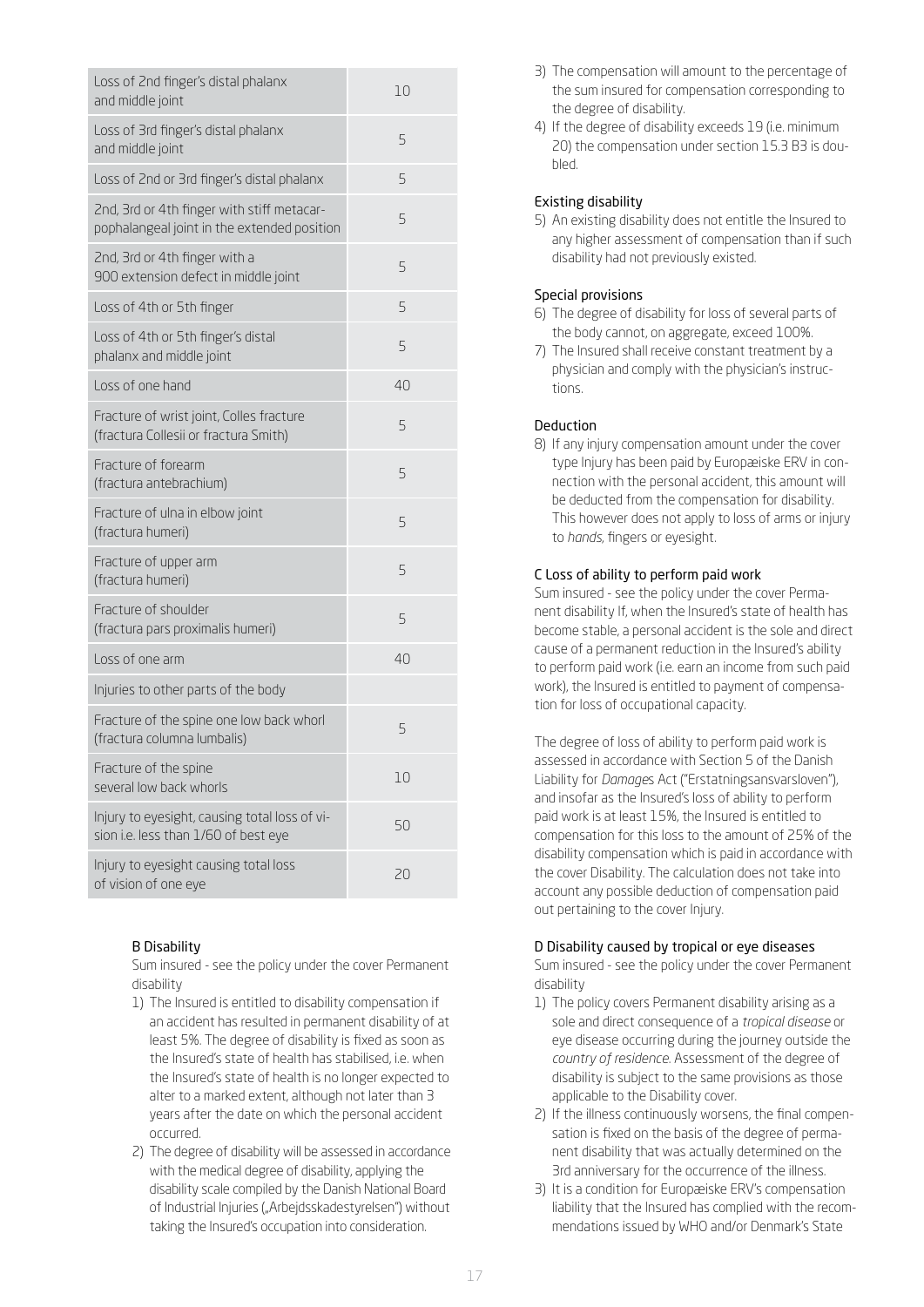| | |
|---|---|
| Loss of 2nd finger's distal phalanx and middle joint | 10 |
| Loss of 3rd finger's distal phalanx and middle joint | 5 |
| Loss of 2nd or 3rd finger's distal phalanx | 5 |
| 2nd, 3rd or 4th finger with stiff metacarpophalangeal joint in the extended position | 5 |
| 2nd, 3rd or 4th finger with a 900 extension defect in middle joint | 5 |
| Loss of 4th or 5th finger | 5 |
| Loss of 4th or 5th finger's distal phalanx and middle joint | 5 |
| Loss of one hand | 40 |
| Fracture of wrist joint, Colles fracture (fractura Collesii or fractura Smith) | 5 |
| Fracture of forearm (fractura antebrachium) | 5 |
| Fracture of ulna in elbow joint (fractura humeri) | 5 |
| Fracture of upper arm (fractura humeri) | 5 |
| Fracture of shoulder (fractura pars proximalis humeri) | 5 |
| Loss of one arm | 40 |
| Injuries to other parts of the body | |
| Fracture of the spine one low back whorl (fractura columna lumbalis) | 5 |
| Fracture of the spine several low back whorls | 10 |
| Injury to eyesight, causing total loss of vision i.e. less than 1/60 of best eye | 50 |
| Injury to eyesight causing total loss of vision of one eye | 20 |

### B Disability

Sum insured - see the policy under the cover Permanent disability

1) The Insured is entitled to disability compensation if an accident has resulted in permanent disability of at least 5%. The degree of disability is fixed as soon as the Insured's state of health has stabilised, i.e. when the Insured's state of health is no longer expected to alter to a marked extent, although not later than 3 years after the date on which the personal accident occurred.
2) The degree of disability will be assessed in accordance with the medical degree of disability, applying the disability scale compiled by the Danish National Board of Industrial Injuries („Arbejdsskadestyrelsen") without taking the Insured's occupation into consideration.
3) The compensation will amount to the percentage of the sum insured for compensation corresponding to the degree of disability.
4) If the degree of disability exceeds 19 (i.e. minimum 20) the compensation under section 15.3 B3 is doubled.

#### Existing disability

5) An existing disability does not entitle the Insured to any higher assessment of compensation than if such disability had not previously existed.

#### Special provisions

6) The degree of disability for loss of several parts of the body cannot, on aggregate, exceed 100%.
7) The Insured shall receive constant treatment by a physician and comply with the physician's instructions.

#### Deduction

8) If any injury compensation amount under the cover type Injury has been paid by Europæiske ERV in connection with the personal accident, this amount will be deducted from the compensation for disability. This however does not apply to loss of arms or injury to *hands*, fingers or eyesight.

### C Loss of ability to perform paid work

Sum insured - see the policy under the cover Permanent disability If, when the Insured's state of health has become stable, a personal accident is the sole and direct cause of a permanent reduction in the Insured's ability to perform paid work (i.e. earn an income from such paid work), the Insured is entitled to payment of compensation for loss of occupational capacity.

The degree of loss of ability to perform paid work is assessed in accordance with Section 5 of the Danish Liability for *Damages* Act ("Erstatningsansvarsloven"), and insofar as the Insured's loss of ability to perform paid work is at least 15%, the Insured is entitled to compensation for this loss to the amount of 25% of the disability compensation which is paid in accordance with the cover Disability. The calculation does not take into account any possible deduction of compensation paid out pertaining to the cover Injury.

### D Disability caused by tropical or eye diseases

Sum insured - see the policy under the cover Permanent disability

1) The policy covers Permanent disability arising as a sole and direct consequence of a *tropical disease* or eye disease occurring during the journey outside the *country of residence*. Assessment of the degree of disability is subject to the same provisions as those applicable to the Disability cover.
2) If the illness continuously worsens, the final compensation is fixed on the basis of the degree of permanent disability that was actually determined on the 3rd anniversary for the occurrence of the illness.
3) It is a condition for Europæiske ERV's compensation liability that the Insured has complied with the recommendations issued by WHO and/or Denmark's State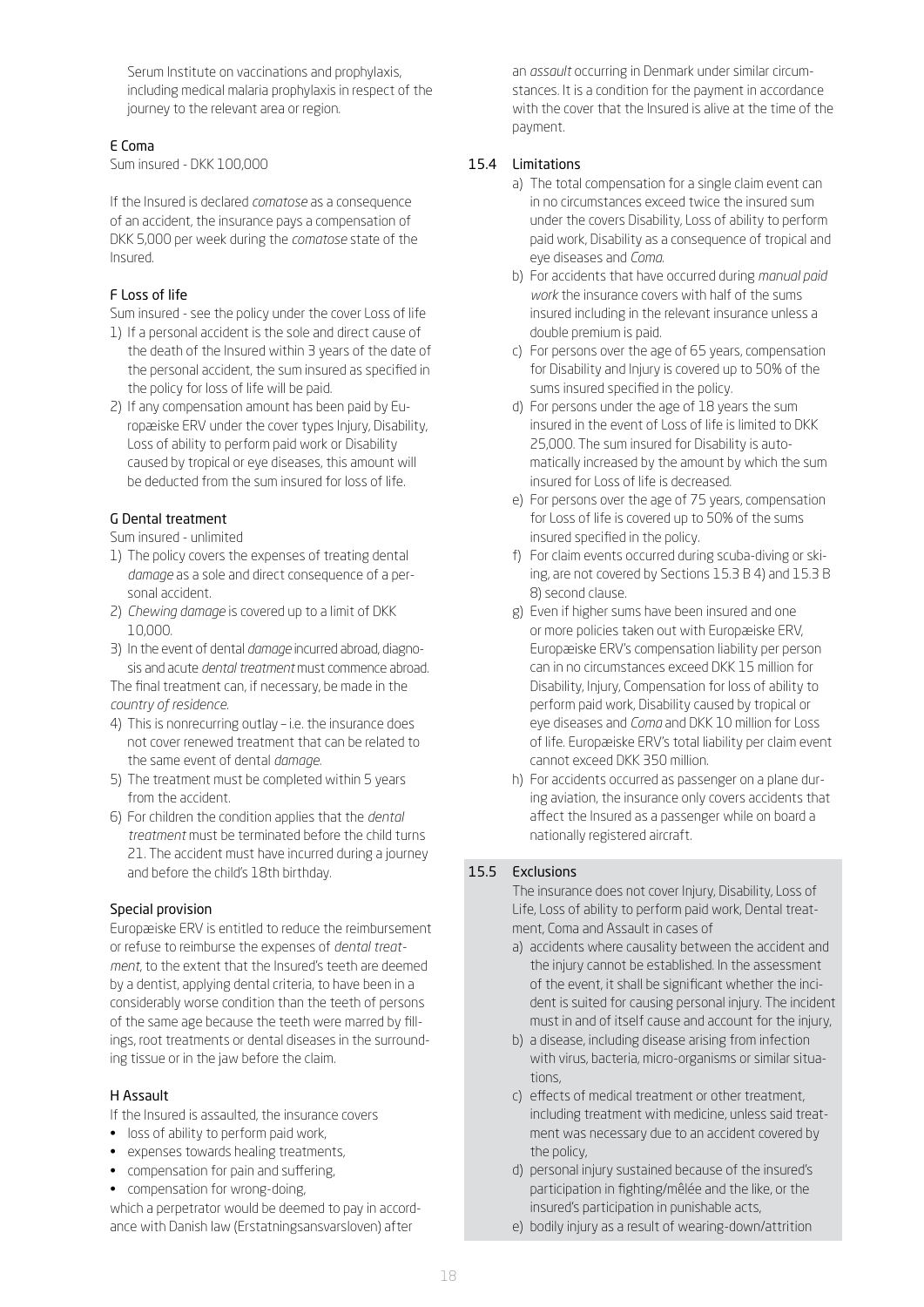Serum Institute on vaccinations and prophylaxis, including medical malaria prophylaxis in respect of the journey to the relevant area or region.

### E Coma

Sum insured - DKK 100,000

If the Insured is declared *comatose* as a consequence of an accident, the insurance pays a compensation of DKK 5,000 per week during the *comatose* state of the Insured.

### F Loss of life

Sum insured - see the policy under the cover Loss of life

1) If a personal accident is the sole and direct cause of the death of the Insured within 3 years of the date of the personal accident, the sum insured as specified in the policy for loss of life will be paid.
2) If any compensation amount has been paid by Europæiske ERV under the cover types Injury, Disability, Loss of ability to perform paid work or Disability caused by tropical or eye diseases, this amount will be deducted from the sum insured for loss of life.

### G Dental treatment

Sum insured - unlimited

1) The policy covers the expenses of treating dental *damage* as a sole and direct consequence of a personal accident.
2) *Chewing damage* is covered up to a limit of DKK 10,000.
3) In the event of dental *damage* incurred abroad, diagnosis and acute *dental treatment* must commence abroad.

The final treatment can, if necessary, be made in the *country of residence*.

4) This is nonrecurring outlay – i.e. the insurance does not cover renewed treatment that can be related to the same event of dental *damage*.
5) The treatment must be completed within 5 years from the accident.
6) For children the condition applies that the *dental treatment* must be terminated before the child turns 21. The accident must have incurred during a journey and before the child's 18th birthday.

### Special provision

Europæiske ERV is entitled to reduce the reimbursement or refuse to reimburse the expenses of *dental treatment*, to the extent that the Insured's teeth are deemed by a dentist, applying dental criteria, to have been in a considerably worse condition than the teeth of persons of the same age because the teeth were marred by fillings, root treatments or dental diseases in the surrounding tissue or in the jaw before the claim.

### H Assault

If the Insured is assaulted, the insurance covers

- loss of ability to perform paid work,
- expenses towards healing treatments,
- compensation for pain and suffering,
- compensation for wrong-doing,

which a perpetrator would be deemed to pay in accordance with Danish law (Erstatningsansvarsloven) after an *assault* occurring in Denmark under similar circumstances. It is a condition for the payment in accordance with the cover that the Insured is alive at the time of the payment.

## 15.4 Limitations

a) The total compensation for a single claim event can in no circumstances exceed twice the insured sum under the covers Disability, Loss of ability to perform paid work, Disability as a consequence of tropical and eye diseases and *Coma*.
b) For accidents that have occurred during *manual paid work* the insurance covers with half of the sums insured including in the relevant insurance unless a double premium is paid.
c) For persons over the age of 65 years, compensation for Disability and Injury is covered up to 50% of the sums insured specified in the policy.
d) For persons under the age of 18 years the sum insured in the event of Loss of life is limited to DKK 25,000. The sum insured for Disability is automatically increased by the amount by which the sum insured for Loss of life is decreased.
e) For persons over the age of 75 years, compensation for Loss of life is covered up to 50% of the sums insured specified in the policy.
f) For claim events occurred during scuba-diving or skiing, are not covered by Sections 15.3 B 4) and 15.3 B 8) second clause.
g) Even if higher sums have been insured and one or more policies taken out with Europæiske ERV, Europæiske ERV's compensation liability per person can in no circumstances exceed DKK 15 million for Disability, Injury, Compensation for loss of ability to perform paid work, Disability caused by tropical or eye diseases and *Coma* and DKK 10 million for Loss of life. Europæiske ERV's total liability per claim event cannot exceed DKK 350 million.
h) For accidents occurred as passenger on a plane during aviation, the insurance only covers accidents that affect the Insured as a passenger while on board a nationally registered aircraft.

## 15.5 Exclusions

The insurance does not cover Injury, Disability, Loss of Life, Loss of ability to perform paid work, Dental treatment, Coma and Assault in cases of

a) accidents where causality between the accident and the injury cannot be established. In the assessment of the event, it shall be significant whether the incident is suited for causing personal injury. The incident must in and of itself cause and account for the injury,
b) a disease, including disease arising from infection with virus, bacteria, micro-organisms or similar situations,
c) effects of medical treatment or other treatment, including treatment with medicine, unless said treatment was necessary due to an accident covered by the policy,
d) personal injury sustained because of the insured's participation in fighting/mêlée and the like, or the insured's participation in punishable acts,
e) bodily injury as a result of wearing-down/attrition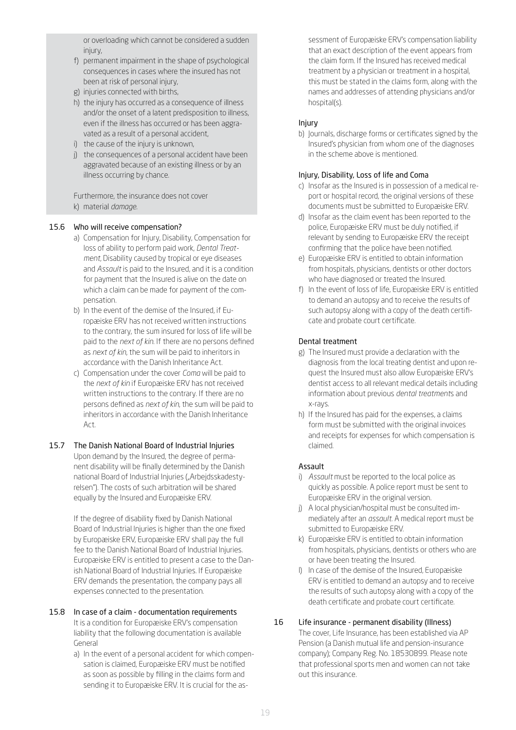or overloading which cannot be considered a sudden injury,

f) permanent impairment in the shape of psychological consequences in cases where the insured has not been at risk of personal injury,
g) injuries connected with births,
h) the injury has occurred as a consequence of illness and/or the onset of a latent predisposition to illness, even if the illness has occurred or has been aggravated as a result of a personal accident,
i) the cause of the injury is unknown,
j) the consequences of a personal accident have been aggravated because of an existing illness or by an illness occurring by chance.

Furthermore, the insurance does not cover

k) material *damage*.

### 15.6 Who will receive compensation?

a) Compensation for Injury, Disability, Compensation for loss of ability to perform paid work, *Dental Treatment*, Disability caused by tropical or eye diseases and *Assault* is paid to the Insured, and it is a condition for payment that the Insured is alive on the date on which a claim can be made for payment of the compensation.
b) In the event of the demise of the Insured, if Europæiske ERV has not received written instructions to the contrary, the sum insured for loss of life will be paid to the *next of kin*. If there are no persons defined as *next of kin*, the sum will be paid to inheritors in accordance with the Danish Inheritance Act.
c) Compensation under the cover *Coma* will be paid to the *next of kin* if Europæiske ERV has not received written instructions to the contrary. If there are no persons defined as *next of kin*, the sum will be paid to inheritors in accordance with the Danish Inheritance Act.

### 15.7 The Danish National Board of Industrial Injuries

Upon demand by the Insured, the degree of permanent disability will be finally determined by the Danish national Board of Industrial Injuries („Arbejdsskadestyrelsen"). The costs of such arbitration will be shared equally by the Insured and Europæiske ERV.

If the degree of disability fixed by Danish National Board of Industrial Injuries is higher than the one fixed by Europæiske ERV, Europæiske ERV shall pay the full fee to the Danish National Board of Industrial Injuries. Europæiske ERV is entitled to present a case to the Danish National Board of Industrial Injuries. If Europæiske ERV demands the presentation, the company pays all expenses connected to the presentation.

### 15.8 In case of a claim - documentation requirements

It is a condition for Europæiske ERV's compensation liability that the following documentation is available General

a) In the event of a personal accident for which compensation is claimed, Europæiske ERV must be notified as soon as possible by filling in the claims form and sending it to Europæiske ERV. It is crucial for the assessment of Europæiske ERV's compensation liability that an exact description of the event appears from the claim form. If the Insured has received medical treatment by a physician or treatment in a hospital, this must be stated in the claims form, along with the names and addresses of attending physicians and/or hospital(s).

#### Injury

b) Journals, discharge forms or certificates signed by the Insured's physician from whom one of the diagnoses in the scheme above is mentioned.

#### Injury, Disability, Loss of life and Coma

c) Insofar as the Insured is in possession of a medical report or hospital record, the original versions of these documents must be submitted to Europæiske ERV.
d) Insofar as the claim event has been reported to the police, Europæiske ERV must be duly notified, if relevant by sending to Europæiske ERV the receipt confirming that the police have been notified.
e) Europæiske ERV is entitled to obtain information from hospitals, physicians, dentists or other doctors who have diagnosed or treated the Insured.
f) In the event of loss of life, Europæiske ERV is entitled to demand an autopsy and to receive the results of such autopsy along with a copy of the death certificate and probate court certificate.

#### Dental treatment

g) The Insured must provide a declaration with the diagnosis from the local treating dentist and upon request the Insured must also allow Europæiske ERV's dentist access to all relevant medical details including information about previous *dental treatment*s and x-rays.
h) If the Insured has paid for the expenses, a claims form must be submitted with the original invoices and receipts for expenses for which compensation is claimed.

#### Assault

i) *Assault* must be reported to the local police as quickly as possible. A police report must be sent to Europæiske ERV in the original version.
j) A local physician/hospital must be consulted immediately after an *assault*. A medical report must be submitted to Europæiske ERV.
k) Europæiske ERV is entitled to obtain information from hospitals, physicians, dentists or others who are or have been treating the Insured.
l) In case of the demise of the Insured, Europæiske ERV is entitled to demand an autopsy and to receive the results of such autopsy along with a copy of the death certificate and probate court certificate.

## 16 Life insurance - permanent disability (Illness)

The cover, Life Insurance, has been established via AP Pension (a Danish mutual life and pension-insurance company); Company Reg. No. 18530899. Please note that professional sports men and women can not take out this insurance.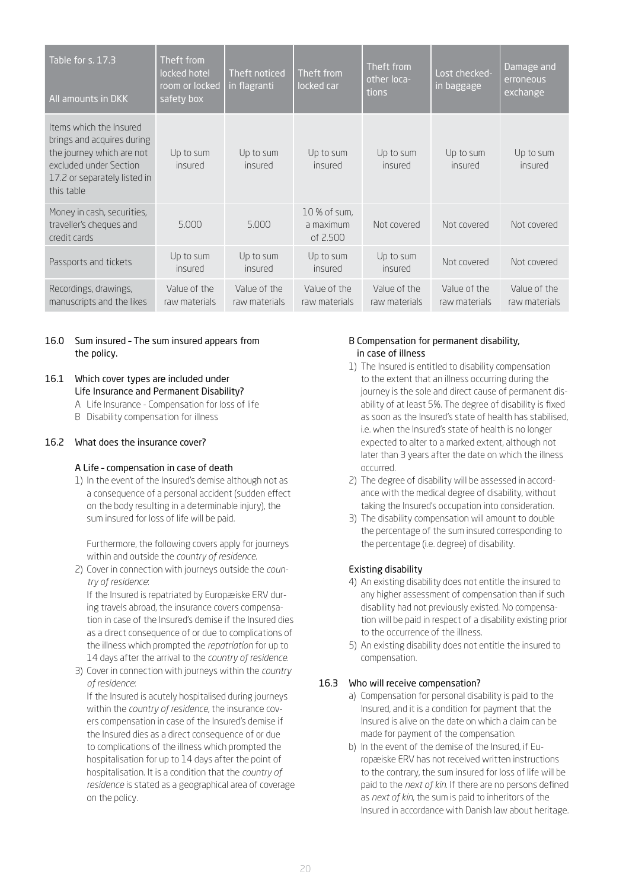| Table for s. 17.3<br><br>All amounts in DKK | Theft from locked hotel room or locked safety box | Theft noticed in flagranti | Theft from locked car | Theft from other locations | Lost checked-in baggage | Damage and erroneous exchange |
|---|---|---|---|---|---|---|
| Items which the Insured brings and acquires during the journey which are not excluded under Section 17.2 or separately listed in this table | Up to sum insured | Up to sum insured | Up to sum insured | Up to sum insured | Up to sum insured | Up to sum insured |
| Money in cash, securities, traveller's cheques and credit cards | 5.000 | 5.000 | 10 % of sum, a maximum of 2.500 | Not covered | Not covered | Not covered |
| Passports and tickets | Up to sum insured | Up to sum insured | Up to sum insured | Up to sum insured | Not covered | Not covered |
| Recordings, drawings, manuscripts and the likes | Value of the raw materials | Value of the raw materials | Value of the raw materials | Value of the raw materials | Value of the raw materials | Value of the raw materials |

**16.0 Sum insured – The sum insured appears from the policy.**

**16.1 Which cover types are included under Life Insurance and Permanent Disability?**

A Life Insurance - Compensation for loss of life
B Disability compensation for illness

**16.2 What does the insurance cover?**

**A Life – compensation in case of death**

1) In the event of the Insured's demise although not as a consequence of a personal accident (sudden effect on the body resulting in a determinable injury), the sum insured for loss of life will be paid.

Furthermore, the following covers apply for journeys within and outside the *country of residence*.

2) Cover in connection with journeys outside the *country of residence*:
If the Insured is repatriated by Europæiske ERV during travels abroad, the insurance covers compensation in case of the Insured's demise if the Insured dies as a direct consequence of or due to complications of the illness which prompted the *repatriation* for up to 14 days after the arrival to the *country of residence*.

3) Cover in connection with journeys within the *country of residence*:
If the Insured is acutely hospitalised during journeys within the *country of residence*, the insurance covers compensation in case of the Insured's demise if the Insured dies as a direct consequence of or due to complications of the illness which prompted the hospitalisation for up to 14 days after the point of hospitalisation. It is a condition that the *country of residence* is stated as a geographical area of coverage on the policy.

**B Compensation for permanent disability, in case of illness**

1) The Insured is entitled to disability compensation to the extent that an illness occurring during the journey is the sole and direct cause of permanent disability of at least 5%. The degree of disability is fixed as soon as the Insured's state of health has stabilised, i.e. when the Insured's state of health is no longer expected to alter to a marked extent, although not later than 3 years after the date on which the illness occurred.
2) The degree of disability will be assessed in accordance with the medical degree of disability, without taking the Insured's occupation into consideration.
3) The disability compensation will amount to double the percentage of the sum insured corresponding to the percentage (i.e. degree) of disability.

**Existing disability**

4) An existing disability does not entitle the insured to any higher assessment of compensation than if such disability had not previously existed. No compensation will be paid in respect of a disability existing prior to the occurrence of the illness.
5) An existing disability does not entitle the insured to compensation.

**16.3 Who will receive compensation?**

a) Compensation for personal disability is paid to the Insured, and it is a condition for payment that the Insured is alive on the date on which a claim can be made for payment of the compensation.
b) In the event of the demise of the Insured, if Europæiske ERV has not received written instructions to the contrary, the sum insured for loss of life will be paid to the *next of kin*. If there are no persons defined as *next of kin*, the sum is paid to inheritors of the Insured in accordance with Danish law about heritage.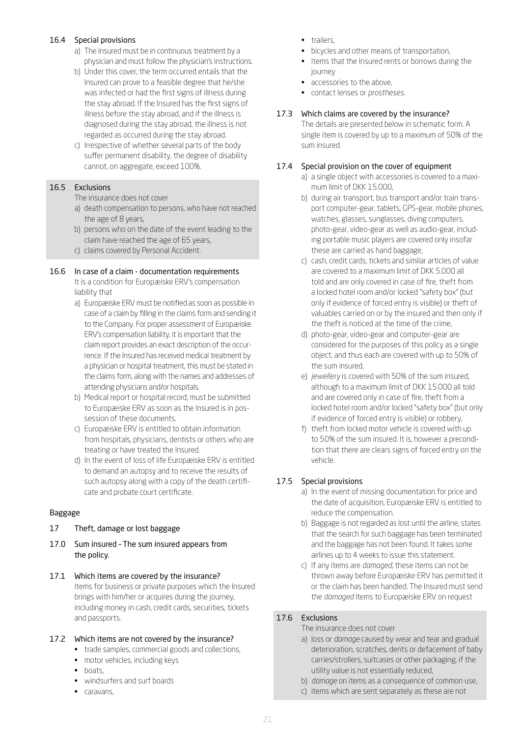### 16.4 Special provisions

a) The Insured must be in continuous treatment by a physician and must follow the physician's instructions.

b) Under this cover, the term occurred entails that the Insured can prove to a feasible degree that he/she was infected or had the first signs of illness during the stay abroad. If the Insured has the first signs of illness before the stay abroad, and if the illness is diagnosed during the stay abroad, the illness is not regarded as occurred during the stay abroad.

c) Irrespective of whether several parts of the body suffer permanent disability, the degree of disability cannot, on aggregate, exceed 100%.

### 16.5 Exclusions

The insurance does not cover

a) death compensation to persons, who have not reached the age of 8 years,

b) persons who on the date of the event leading to the claim have reached the age of 65 years,

c) claims covered by Personal Accident.

### 16.6 In case of a claim - documentation requirements

It is a condition for Europæiske ERV's compensation liability that

a) Europæiske ERV must be notified as soon as possible in case of a claim by filling in the claims form and sending it to the Company. For proper assessment of Europæiske ERV's compensation liability, it is important that the claim report provides an exact description of the occurrence. If the Insured has received medical treatment by a physician or hospital treatment, this must be stated in the claims form, along with the names and addresses of attending physicians and/or hospitals.

b) Medical report or hospital record, must be submitted to Europæiske ERV as soon as the Insured is in possession of these documents.

c) Europæiske ERV is entitled to obtain information from hospitals, physicians, dentists or others who are treating or have treated the Insured.

d) In the event of loss of life Europæiske ERV is entitled to demand an autopsy and to receive the results of such autopsy along with a copy of the death certificate and probate court certificate.

## Baggage

### 17 Theft, damage or lost baggage

### 17.0 Sum insured – The sum insured appears from the policy.

### 17.1 Which items are covered by the insurance?

Items for business or private purposes which the Insured brings with him/her or acquires during the journey, including money in cash, credit cards, securities, tickets and passports.

### 17.2 Which items are not covered by the insurance?

- trade samples, commercial goods and collections,
- motor vehicles, including keys
- boats,
- windsurfers and surf boards
- caravans,
- trailers,
- bicycles and other means of transportation,
- Items that the Insured rents or borrows during the journey
- accessories to the above,
- contact lenses or *prostheses*.

### 17.3 Which claims are covered by the insurance?

The details are presented below in schematic form. A single item is covered by up to a maximum of 50% of the sum insured.

### 17.4 Special provision on the cover of equipment

a) a single object with accessories is covered to a maximum limit of DKK 15.000,

b) during air transport, bus transport and/or train transport computer-gear, tablets, GPS-gear, mobile phones, watches, glasses, sunglasses, diving computers, photo-gear, video-gear as well as audio-gear, including portable music players are covered only insofar these are carried as hand baggage,

c) cash, credit cards, tickets and similar articles of value are covered to a maximum limit of DKK 5.000 all told and are only covered in case of fire, theft from a locked hotel room and/or locked "safety box" (but only if evidence of forced entry is visible) or theft of valuables carried on or by the insured and then only if the theft is noticed at the time of the crime,

d) photo-gear, video-gear and computer-gear are considered for the purposes of this policy as a single object, and thus each are covered with up to 50% of the sum insured,

e) *jewellery* is covered with 50% of the sum insured, although to a maximum limit of DKK 15.000 all told and are covered only in case of fire, theft from a locked hotel room and/or locked "safety box" (but only if evidence of forced entry is visible) or robbery,

f) theft from locked motor vehicle is covered with up to 50% of the sum insured. It is, however a precondition that there are clears signs of forced entry on the vehicle.

### 17.5 Special provisions

a) In the event of missing documentation for price and the date of acquisition, Europæiske ERV is entitled to reduce the compensation.

b) Baggage is not regarded as lost until the airline, states that the search for such baggage has been terminated and the baggage has not been found. It takes some airlines up to 4 weeks to issue this statement.

c) If any items are *damaged*, these items can not be thrown away before Europæiske ERV has permitted it or the claim has been handled. The Insured must send the *damaged* items to Europæiske ERV on request

### 17.6 Exclusions

The insurance does not cover

a) loss or *damage* caused by wear and tear and gradual deterioration, scratches, dents or defacement of baby carries/strollers, suitcases or other packaging, if the utility value is not essentially reduced,

b) *damage* on items as a consequence of common use,

c) items which are sent separately as these are not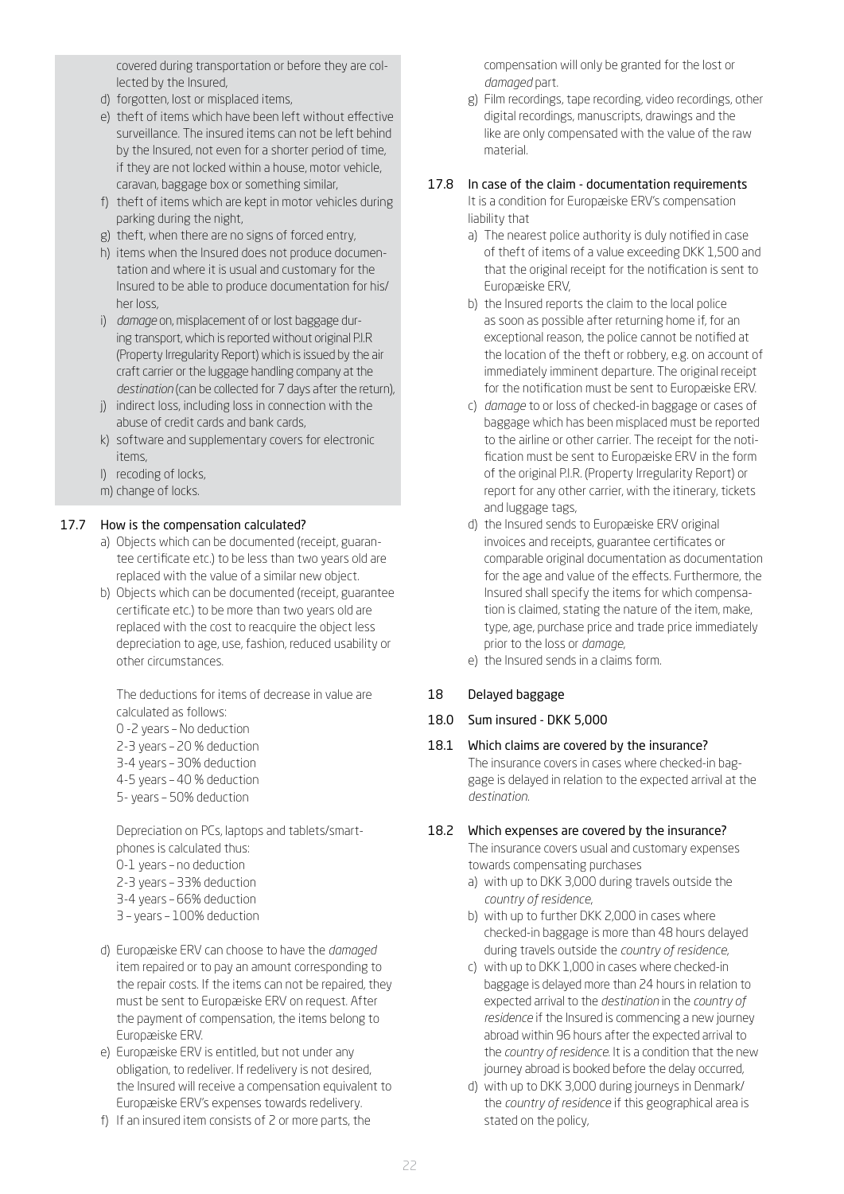covered during transportation or before they are collected by the Insured,

d) forgotten, lost or misplaced items,
e) theft of items which have been left without effective surveillance. The insured items can not be left behind by the Insured, not even for a shorter period of time, if they are not locked within a house, motor vehicle, caravan, baggage box or something similar,
f) theft of items which are kept in motor vehicles during parking during the night,
g) theft, when there are no signs of forced entry,
h) items when the Insured does not produce documentation and where it is usual and customary for the Insured to be able to produce documentation for his/her loss,
i) *damage* on, misplacement of or lost baggage during transport, which is reported without original P.I.R (Property Irregularity Report) which is issued by the air craft carrier or the luggage handling company at the *destination* (can be collected for 7 days after the return),
j) indirect loss, including loss in connection with the abuse of credit cards and bank cards,
k) software and supplementary covers for electronic items,
l) recoding of locks,
m) change of locks.

### 17.7 How is the compensation calculated?

a) Objects which can be documented (receipt, guarantee certificate etc.) to be less than two years old are replaced with the value of a similar new object.
b) Objects which can be documented (receipt, guarantee certificate etc.) to be more than two years old are replaced with the cost to reacquire the object less depreciation to age, use, fashion, reduced usability or other circumstances.

   The deductions for items of decrease in value are calculated as follows:
   0 -2 years – No deduction
   2-3 years – 20 % deduction
   3-4 years – 30% deduction
   4-5 years – 40 % deduction
   5- years – 50% deduction

   Depreciation on PCs, laptops and tablets/smartphones is calculated thus:
   0-1 years – no deduction
   2-3 years – 33% deduction
   3-4 years – 66% deduction
   3 – years – 100% deduction

d) Europæiske ERV can choose to have the *damaged* item repaired or to pay an amount corresponding to the repair costs. If the items can not be repaired, they must be sent to Europæiske ERV on request. After the payment of compensation, the items belong to Europæiske ERV.
e) Europæiske ERV is entitled, but not under any obligation, to redeliver. If redelivery is not desired, the Insured will receive a compensation equivalent to Europæiske ERV's expenses towards redelivery.
f) If an insured item consists of 2 or more parts, the compensation will only be granted for the lost or *damaged* part.
g) Film recordings, tape recording, video recordings, other digital recordings, manuscripts, drawings and the like are only compensated with the value of the raw material.

### 17.8 In case of the claim - documentation requirements

It is a condition for Europæiske ERV's compensation liability that

a) The nearest police authority is duly notified in case of theft of items of a value exceeding DKK 1,500 and that the original receipt for the notification is sent to Europæiske ERV,
b) the Insured reports the claim to the local police as soon as possible after returning home if, for an exceptional reason, the police cannot be notified at the location of the theft or robbery, e.g. on account of immediately imminent departure. The original receipt for the notification must be sent to Europæiske ERV.
c) *damage* to or loss of checked-in baggage or cases of baggage which has been misplaced must be reported to the airline or other carrier. The receipt for the notification must be sent to Europæiske ERV in the form of the original P.I.R. (Property Irregularity Report) or report for any other carrier, with the itinerary, tickets and luggage tags,
d) the Insured sends to Europæiske ERV original invoices and receipts, guarantee certificates or comparable original documentation as documentation for the age and value of the effects. Furthermore, the Insured shall specify the items for which compensation is claimed, stating the nature of the item, make, type, age, purchase price and trade price immediately prior to the loss or *damage*,
e) the Insured sends in a claims form.

## 18 Delayed baggage

### 18.0 Sum insured - DKK 5,000

### 18.1 Which claims are covered by the insurance?

The insurance covers in cases where checked-in baggage is delayed in relation to the expected arrival at the *destination*.

### 18.2 Which expenses are covered by the insurance?

The insurance covers usual and customary expenses towards compensating purchases

a) with up to DKK 3,000 during travels outside the *country of residence*,
b) with up to further DKK 2,000 in cases where checked-in baggage is more than 48 hours delayed during travels outside the *country of residence*,
c) with up to DKK 1,000 in cases where checked-in baggage is delayed more than 24 hours in relation to expected arrival to the *destination* in the *country of residence* if the Insured is commencing a new journey abroad within 96 hours after the expected arrival to the *country of residence*. It is a condition that the new journey abroad is booked before the delay occurred,
d) with up to DKK 3,000 during journeys in Denmark/the *country of residence* if this geographical area is stated on the policy,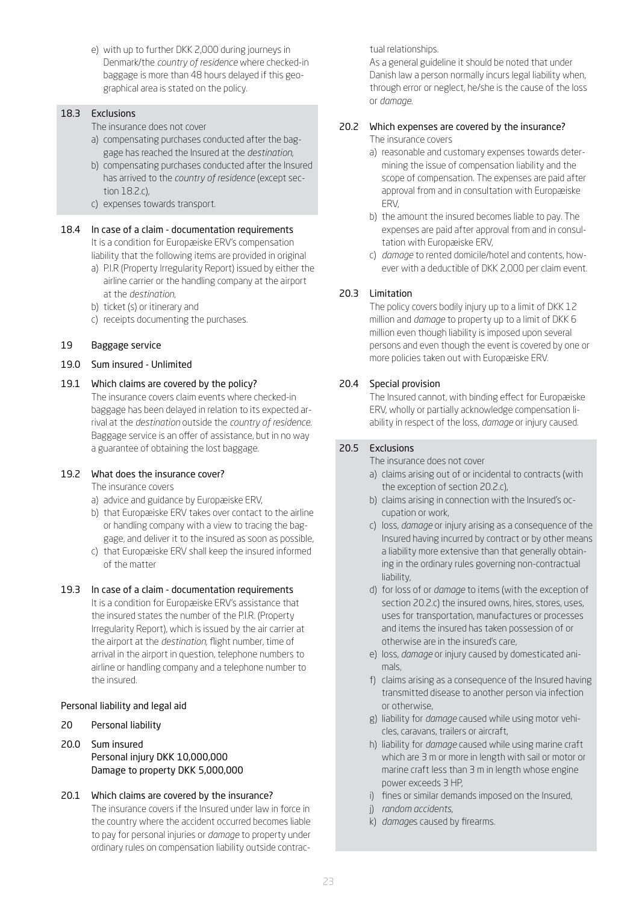e) with up to further DKK 2,000 during journeys in Denmark/the *country of residence* where checked-in baggage is more than 48 hours delayed if this geographical area is stated on the policy.

### 18.3 Exclusions

The insurance does not cover

a) compensating purchases conducted after the baggage has reached the Insured at the *destination*,
b) compensating purchases conducted after the Insured has arrived to the *country of residence* (except section 18.2.c),
c) expenses towards transport.

### 18.4 In case of a claim - documentation requirements

It is a condition for Europæiske ERV's compensation liability that the following items are provided in original

a) P.I.R (Property Irregularity Report) issued by either the airline carrier or the handling company at the airport at the *destination*,
b) ticket (s) or itinerary and
c) receipts documenting the purchases.

## 19 Baggage service

### 19.0 Sum insured - Unlimited

### 19.1 Which claims are covered by the policy?

The insurance covers claim events where checked-in baggage has been delayed in relation to its expected arrival at the *destination* outside the *country of residence*. Baggage service is an offer of assistance, but in no way a guarantee of obtaining the lost baggage.

### 19.2 What does the insurance cover?

The insurance covers

a) advice and guidance by Europæiske ERV,
b) that Europæiske ERV takes over contact to the airline or handling company with a view to tracing the baggage, and deliver it to the insured as soon as possible,
c) that Europæiske ERV shall keep the insured informed of the matter

### 19.3 In case of a claim - documentation requirements

It is a condition for Europæiske ERV's assistance that the insured states the number of the P.I.R. (Property Irregularity Report), which is issued by the air carrier at the airport at the *destination*, flight number, time of arrival in the airport in question, telephone numbers to airline or handling company and a telephone number to the insured.

# Personal liability and legal aid

## 20 Personal liability

### 20.0 Sum insured

Personal injury DKK 10,000,000
Damage to property DKK 5,000,000

### 20.1 Which claims are covered by the insurance?

The insurance covers if the Insured under law in force in the country where the accident occurred becomes liable to pay for personal injuries or *damage* to property under ordinary rules on compensation liability outside contractual relationships.

As a general guideline it should be noted that under Danish law a person normally incurs legal liability when, through error or neglect, he/she is the cause of the loss or *damage*.

### 20.2 Which expenses are covered by the insurance?

The insurance covers

a) reasonable and customary expenses towards determining the issue of compensation liability and the scope of compensation. The expenses are paid after approval from and in consultation with Europæiske ERV,
b) the amount the insured becomes liable to pay. The expenses are paid after approval from and in consultation with Europæiske ERV,
c) *damage* to rented domicile/hotel and contents, however with a deductible of DKK 2,000 per claim event.

### 20.3 Limitation

The policy covers bodily injury up to a limit of DKK 12 million and *damage* to property up to a limit of DKK 6 million even though liability is imposed upon several persons and even though the event is covered by one or more policies taken out with Europæiske ERV.

### 20.4 Special provision

The Insured cannot, with binding effect for Europæiske ERV, wholly or partially acknowledge compensation liability in respect of the loss, *damage* or injury caused.

### 20.5 Exclusions

The insurance does not cover

a) claims arising out of or incidental to contracts (with the exception of section 20.2.c),
b) claims arising in connection with the Insured's occupation or work,
c) loss, *damage* or injury arising as a consequence of the Insured having incurred by contract or by other means a liability more extensive than that generally obtaining in the ordinary rules governing non-contractual liability,
d) for loss of or *damage* to items (with the exception of section 20.2.c) the insured owns, hires, stores, uses, uses for transportation, manufactures or processes and items the insured has taken possession of or otherwise are in the insured's care,
e) loss, *damage* or injury caused by domesticated animals,
f) claims arising as a consequence of the Insured having transmitted disease to another person via infection or otherwise,
g) liability for *damage* caused while using motor vehicles, caravans, trailers or aircraft,
h) liability for *damage* caused while using marine craft which are 3 m or more in length with sail or motor or marine craft less than 3 m in length whose engine power exceeds 3 HP,
i) fines or similar demands imposed on the Insured,
j) *random accidents*,
k) *damage*s caused by firearms.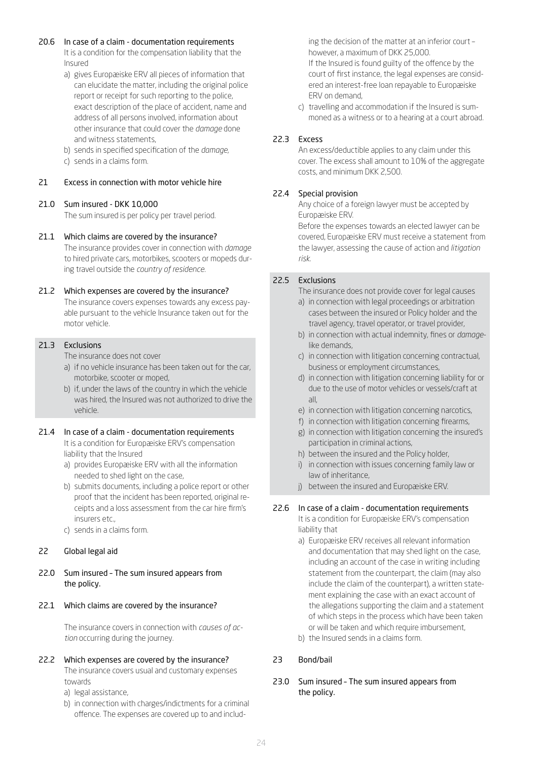### 20.6 In case of a claim - documentation requirements

It is a condition for the compensation liability that the Insured

a) gives Europæiske ERV all pieces of information that can elucidate the matter, including the original police report or receipt for such reporting to the police, exact description of the place of accident, name and address of all persons involved, information about other insurance that could cover the *damage* done and witness statements,
b) sends in specified specification of the *damage*,
c) sends in a claims form.

## 21 Excess in connection with motor vehicle hire

### 21.0 Sum insured - DKK 10,000

The sum insured is per policy per travel period.

### 21.1 Which claims are covered by the insurance?

The insurance provides cover in connection with *damage* to hired private cars, motorbikes, scooters or mopeds during travel outside the *country of residence*.

### 21.2 Which expenses are covered by the insurance?

The insurance covers expenses towards any excess payable pursuant to the vehicle Insurance taken out for the motor vehicle.

### 21.3 Exclusions

The insurance does not cover

a) if no vehicle insurance has been taken out for the car, motorbike, scooter or moped,
b) if, under the laws of the country in which the vehicle was hired, the Insured was not authorized to drive the vehicle.

### 21.4 In case of a claim - documentation requirements

It is a condition for Europæiske ERV's compensation liability that the Insured

a) provides Europæiske ERV with all the information needed to shed light on the case,
b) submits documents, including a police report or other proof that the incident has been reported, original receipts and a loss assessment from the car hire firm's insurers etc.,
c) sends in a claims form.

## 22 Global legal aid

### 22.0 Sum insured – The sum insured appears from the policy.

### 22.1 Which claims are covered by the insurance?

The insurance covers in connection with *causes of action* occurring during the journey.

### 22.2 Which expenses are covered by the insurance?

The insurance covers usual and customary expenses towards

a) legal assistance,
b) in connection with charges/indictments for a criminal offence. The expenses are covered up to and including the decision of the matter at an inferior court – however, a maximum of DKK 25,000.
If the Insured is found guilty of the offence by the court of first instance, the legal expenses are considered an interest-free loan repayable to Europæiske ERV on demand,
c) travelling and accommodation if the Insured is summoned as a witness or to a hearing at a court abroad.

### 22.3 Excess

An excess/deductible applies to any claim under this cover. The excess shall amount to 10% of the aggregate costs, and minimum DKK 2,500.

### 22.4 Special provision

Any choice of a foreign lawyer must be accepted by Europæiske ERV.

Before the expenses towards an elected lawyer can be covered, Europæiske ERV must receive a statement from the lawyer, assessing the cause of action and *litigation risk*.

### 22.5 Exclusions

The insurance does not provide cover for legal causes

a) in connection with legal proceedings or arbitration cases between the insured or Policy holder and the travel agency, travel operator, or travel provider,
b) in connection with actual indemnity, fines or *damage*-like demands,
c) in connection with litigation concerning contractual, business or employment circumstances,
d) in connection with litigation concerning liability for or due to the use of motor vehicles or vessels/craft at all,
e) in connection with litigation concerning narcotics,
f) in connection with litigation concerning firearms,
g) in connection with litigation concerning the insured's participation in criminal actions,
h) between the insured and the Policy holder,
i) in connection with issues concerning family law or law of inheritance,
j) between the insured and Europæiske ERV.

### 22.6 In case of a claim - documentation requirements

It is a condition for Europæiske ERV's compensation liability that

a) Europæiske ERV receives all relevant information and documentation that may shed light on the case, including an account of the case in writing including statement from the counterpart, the claim (may also include the claim of the counterpart), a written statement explaining the case with an exact account of the allegations supporting the claim and a statement of which steps in the process which have been taken or will be taken and which require imbursement,
b) the Insured sends in a claims form.

## 23 Bond/bail

### 23.0 Sum insured – The sum insured appears from the policy.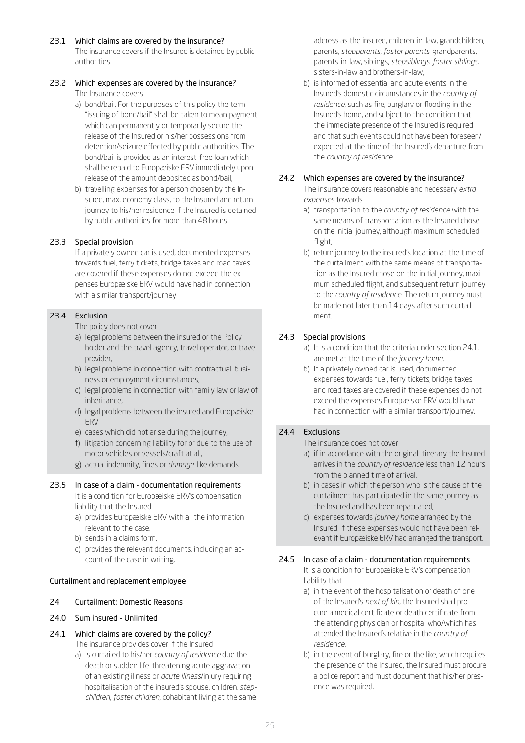#### 23.1 Which claims are covered by the insurance?

The insurance covers if the Insured is detained by public authorities.

#### 23.2 Which expenses are covered by the insurance?

The Insurance covers

a) bond/bail. For the purposes of this policy the term "issuing of bond/bail" shall be taken to mean payment which can permanently or temporarily secure the release of the Insured or his/her possessions from detention/seizure effected by public authorities. The bond/bail is provided as an interest-free loan which shall be repaid to Europæiske ERV immediately upon release of the amount deposited as bond/bail,
b) travelling expenses for a person chosen by the Insured, max. economy class, to the Insured and return journey to his/her residence if the Insured is detained by public authorities for more than 48 hours.

#### 23.3 Special provision

If a privately owned car is used, documented expenses towards fuel, ferry tickets, bridge taxes and road taxes are covered if these expenses do not exceed the expenses Europæiske ERV would have had in connection with a similar transport/journey.

#### 23.4 Exclusion

The policy does not cover

a) legal problems between the insured or the Policy holder and the travel agency, travel operator, or travel provider,
b) legal problems in connection with contractual, business or employment circumstances,
c) legal problems in connection with family law or law of inheritance,
d) legal problems between the insured and Europæiske ERV
e) cases which did not arise during the journey,
f) litigation concerning liability for or due to the use of motor vehicles or vessels/craft at all,
g) actual indemnity, fines or *damage*-like demands.

#### 23.5 In case of a claim - documentation requirements

It is a condition for Europæiske ERV's compensation liability that the Insured

a) provides Europæiske ERV with all the information relevant to the case,
b) sends in a claims form,
c) provides the relevant documents, including an account of the case in writing.

## Curtailment and replacement employee

### 24 Curtailment: Domestic Reasons

#### 24.0 Sum insured - Unlimited

#### 24.1 Which claims are covered by the policy?

The insurance provides cover if the Insured

a) is curtailed to his/her *country of residence* due the death or sudden life-threatening acute aggravation of an existing illness or *acute illness*/injury requiring hospitalisation of the insured's spouse, children, *stepchildren*, *foster children*, cohabitant living at the same address as the insured, children-in-law, grandchildren, parents, *stepparents*, *foster parents*, grandparents, parents-in-law, siblings, *stepsiblings*, *foster siblings*, sisters-in-law and brothers-in-law,
b) is informed of essential and acute events in the Insured's domestic circumstances in the *country of residence*, such as fire, burglary or flooding in the Insured's home, and subject to the condition that the immediate presence of the Insured is required and that such events could not have been foreseen/expected at the time of the Insured's departure from the *country of residence*.

#### 24.2 Which expenses are covered by the insurance?

The insurance covers reasonable and necessary *extra expenses* towards

a) transportation to the *country of residence* with the same means of transportation as the Insured chose on the initial journey, although maximum scheduled flight,
b) return journey to the insured's location at the time of the curtailment with the same means of transportation as the Insured chose on the initial journey, maximum scheduled flight, and subsequent return journey to the *country of residence*. The return journey must be made not later than 14 days after such curtailment.

#### 24.3 Special provisions

a) It is a condition that the criteria under section 24.1. are met at the time of the *journey home*.
b) If a privately owned car is used, documented expenses towards fuel, ferry tickets, bridge taxes and road taxes are covered if these expenses do not exceed the expenses Europæiske ERV would have had in connection with a similar transport/journey.

#### 24.4 Exclusions

The insurance does not cover

a) if in accordance with the original itinerary the Insured arrives in the *country of residence* less than 12 hours from the planned time of arrival,
b) in cases in which the person who is the cause of the curtailment has participated in the same journey as the Insured and has been repatriated,
c) expenses towards *journey home* arranged by the Insured, if these expenses would not have been relevant if Europæiske ERV had arranged the transport.

#### 24.5 In case of a claim - documentation requirements

It is a condition for Europæiske ERV's compensation liability that

a) in the event of the hospitalisation or death of one of the Insured's *next of kin*, the Insured shall procure a medical certificate or death certificate from the attending physician or hospital who/which has attended the Insured's relative in the *country of residence*,
b) in the event of burglary, fire or the like, which requires the presence of the Insured, the Insured must procure a police report and must document that his/her presence was required,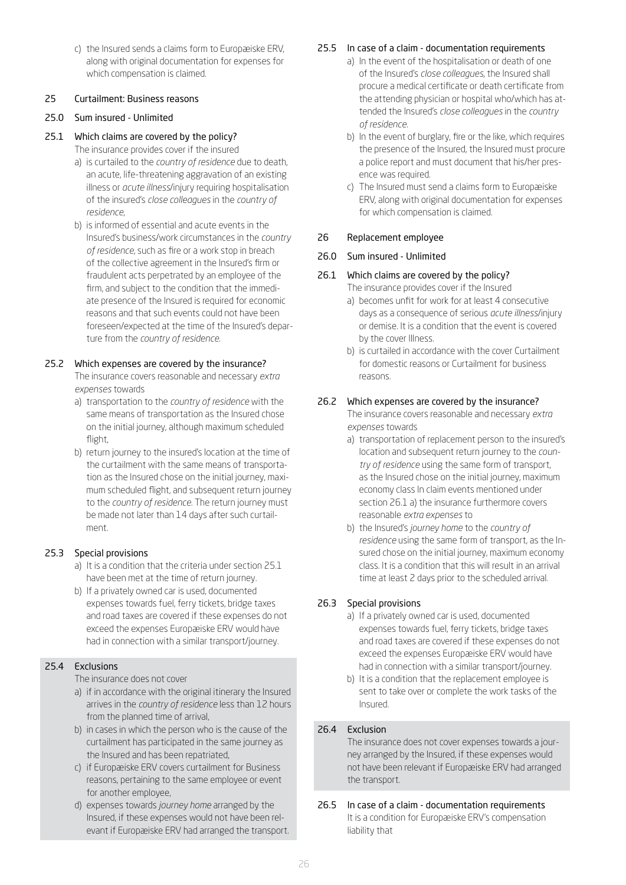c) the Insured sends a claims form to Europæiske ERV, along with original documentation for expenses for which compensation is claimed.

## 25 Curtailment: Business reasons

### 25.0 Sum insured - Unlimited

### 25.1 Which claims are covered by the policy?

The insurance provides cover if the insured

a) is curtailed to the *country of residence* due to death, an acute, life-threatening aggravation of an existing illness or *acute illness*/injury requiring hospitalisation of the insured's *close colleagues* in the *country of residence*,

b) is informed of essential and acute events in the Insured's business/work circumstances in the *country of residence*, such as fire or a work stop in breach of the collective agreement in the Insured's firm or fraudulent acts perpetrated by an employee of the firm, and subject to the condition that the immediate presence of the Insured is required for economic reasons and that such events could not have been foreseen/expected at the time of the Insured's departure from the *country of residence*.

### 25.2 Which expenses are covered by the insurance?

The insurance covers reasonable and necessary *extra expenses* towards

a) transportation to the *country of residence* with the same means of transportation as the Insured chose on the initial journey, although maximum scheduled flight,

b) return journey to the insured's location at the time of the curtailment with the same means of transportation as the Insured chose on the initial journey, maximum scheduled flight, and subsequent return journey to the *country of residence*. The return journey must be made not later than 14 days after such curtailment.

### 25.3 Special provisions

a) It is a condition that the criteria under section 25.1 have been met at the time of return journey.

b) If a privately owned car is used, documented expenses towards fuel, ferry tickets, bridge taxes and road taxes are covered if these expenses do not exceed the expenses Europæiske ERV would have had in connection with a similar transport/journey.

### 25.4 Exclusions

The insurance does not cover

a) if in accordance with the original itinerary the Insured arrives in the *country of residence* less than 12 hours from the planned time of arrival,

b) in cases in which the person who is the cause of the curtailment has participated in the same journey as the Insured and has been repatriated,

c) if Europæiske ERV covers curtailment for Business reasons, pertaining to the same employee or event for another employee,

d) expenses towards *journey home* arranged by the Insured, if these expenses would not have been relevant if Europæiske ERV had arranged the transport.

### 25.5 In case of a claim - documentation requirements

a) In the event of the hospitalisation or death of one of the Insured's *close colleagues*, the Insured shall procure a medical certificate or death certificate from the attending physician or hospital who/which has attended the Insured's *close colleagues* in the *country of residence*.

b) In the event of burglary, fire or the like, which requires the presence of the Insured, the Insured must procure a police report and must document that his/her presence was required.

c) The Insured must send a claims form to Europæiske ERV, along with original documentation for expenses for which compensation is claimed.

## 26 Replacement employee

### 26.0 Sum insured - Unlimited

### 26.1 Which claims are covered by the policy?

The insurance provides cover if the Insured

a) becomes unfit for work for at least 4 consecutive days as a consequence of serious *acute illness*/injury or demise. It is a condition that the event is covered by the cover Illness.

b) is curtailed in accordance with the cover Curtailment for domestic reasons or Curtailment for business reasons.

### 26.2 Which expenses are covered by the insurance?

The insurance covers reasonable and necessary *extra expenses* towards

a) transportation of replacement person to the insured's location and subsequent return journey to the *country of residence* using the same form of transport, as the Insured chose on the initial journey, maximum economy class In claim events mentioned under section 26.1 a) the insurance furthermore covers reasonable *extra expenses* to

b) the Insured's *journey home* to the *country of residence* using the same form of transport, as the Insured chose on the initial journey, maximum economy class. It is a condition that this will result in an arrival time at least 2 days prior to the scheduled arrival.

### 26.3 Special provisions

a) If a privately owned car is used, documented expenses towards fuel, ferry tickets, bridge taxes and road taxes are covered if these expenses do not exceed the expenses Europæiske ERV would have had in connection with a similar transport/journey.

b) It is a condition that the replacement employee is sent to take over or complete the work tasks of the Insured.

### 26.4 Exclusion

The insurance does not cover expenses towards a journey arranged by the Insured, if these expenses would not have been relevant if Europæiske ERV had arranged the transport.

### 26.5 In case of a claim - documentation requirements

It is a condition for Europæiske ERV's compensation liability that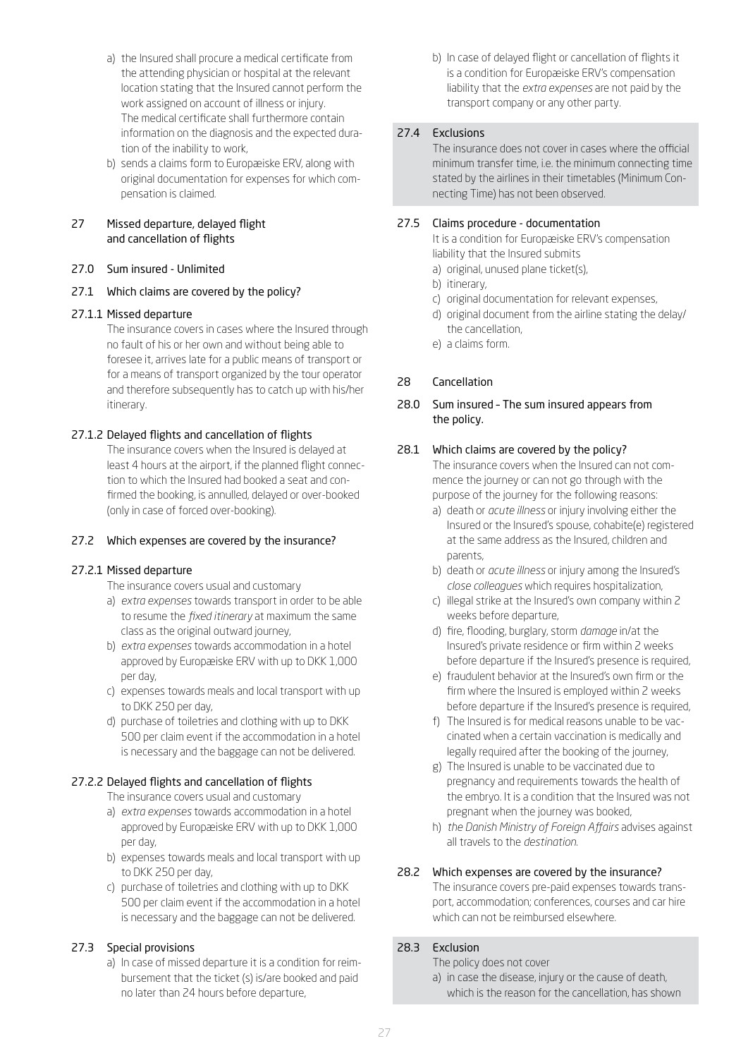a) the Insured shall procure a medical certificate from the attending physician or hospital at the relevant location stating that the Insured cannot perform the work assigned on account of illness or injury. The medical certificate shall furthermore contain information on the diagnosis and the expected duration of the inability to work,

b) sends a claims form to Europæiske ERV, along with original documentation for expenses for which compensation is claimed.

## 27 Missed departure, delayed flight and cancellation of flights

### 27.0 Sum insured - Unlimited

### 27.1 Which claims are covered by the policy?

#### 27.1.1 Missed departure

The insurance covers in cases where the Insured through no fault of his or her own and without being able to foresee it, arrives late for a public means of transport or for a means of transport organized by the tour operator and therefore subsequently has to catch up with his/her itinerary.

#### 27.1.2 Delayed flights and cancellation of flights

The insurance covers when the Insured is delayed at least 4 hours at the airport, if the planned flight connection to which the Insured had booked a seat and confirmed the booking, is annulled, delayed or over-booked (only in case of forced over-booking).

### 27.2 Which expenses are covered by the insurance?

#### 27.2.1 Missed departure

The insurance covers usual and customary

a) *extra expenses* towards transport in order to be able to resume the *fixed itinerary* at maximum the same class as the original outward journey,

b) *extra expenses* towards accommodation in a hotel approved by Europæiske ERV with up to DKK 1,000 per day,

c) expenses towards meals and local transport with up to DKK 250 per day,

d) purchase of toiletries and clothing with up to DKK 500 per claim event if the accommodation in a hotel is necessary and the baggage can not be delivered.

#### 27.2.2 Delayed flights and cancellation of flights

The insurance covers usual and customary

a) *extra expenses* towards accommodation in a hotel approved by Europæiske ERV with up to DKK 1,000 per day,

b) expenses towards meals and local transport with up to DKK 250 per day,

c) purchase of toiletries and clothing with up to DKK 500 per claim event if the accommodation in a hotel is necessary and the baggage can not be delivered.

### 27.3 Special provisions

a) In case of missed departure it is a condition for reimbursement that the ticket (s) is/are booked and paid no later than 24 hours before departure,

b) In case of delayed flight or cancellation of flights it is a condition for Europæiske ERV's compensation liability that the *extra expenses* are not paid by the transport company or any other party.

### 27.4 Exclusions

The insurance does not cover in cases where the official minimum transfer time, i.e. the minimum connecting time stated by the airlines in their timetables (Minimum Connecting Time) has not been observed.

### 27.5 Claims procedure - documentation

It is a condition for Europæiske ERV's compensation liability that the Insured submits

a) original, unused plane ticket(s),

b) itinerary,

c) original documentation for relevant expenses,

d) original document from the airline stating the delay/ the cancellation,

e) a claims form.

## 28 Cancellation

### 28.0 Sum insured – The sum insured appears from the policy.

### 28.1 Which claims are covered by the policy?

The insurance covers when the Insured can not commence the journey or can not go through with the purpose of the journey for the following reasons:

a) death or *acute illness* or injury involving either the Insured or the Insured's spouse, cohabite(e) registered at the same address as the Insured, children and parents,

b) death or *acute illness* or injury among the Insured's *close colleagues* which requires hospitalization,

c) illegal strike at the Insured's own company within 2 weeks before departure,

d) fire, flooding, burglary, storm *damage* in/at the Insured's private residence or firm within 2 weeks before departure if the Insured's presence is required,

e) fraudulent behavior at the Insured's own firm or the firm where the Insured is employed within 2 weeks before departure if the Insured's presence is required,

f) The Insured is for medical reasons unable to be vaccinated when a certain vaccination is medically and legally required after the booking of the journey,

g) The Insured is unable to be vaccinated due to pregnancy and requirements towards the health of the embryo. It is a condition that the Insured was not pregnant when the journey was booked,

h) *the Danish Ministry of Foreign Affairs* advises against all travels to the *destination*.

### 28.2 Which expenses are covered by the insurance?

The insurance covers pre-paid expenses towards transport, accommodation; conferences, courses and car hire which can not be reimbursed elsewhere.

### 28.3 Exclusion

The policy does not cover

a) in case the disease, injury or the cause of death, which is the reason for the cancellation, has shown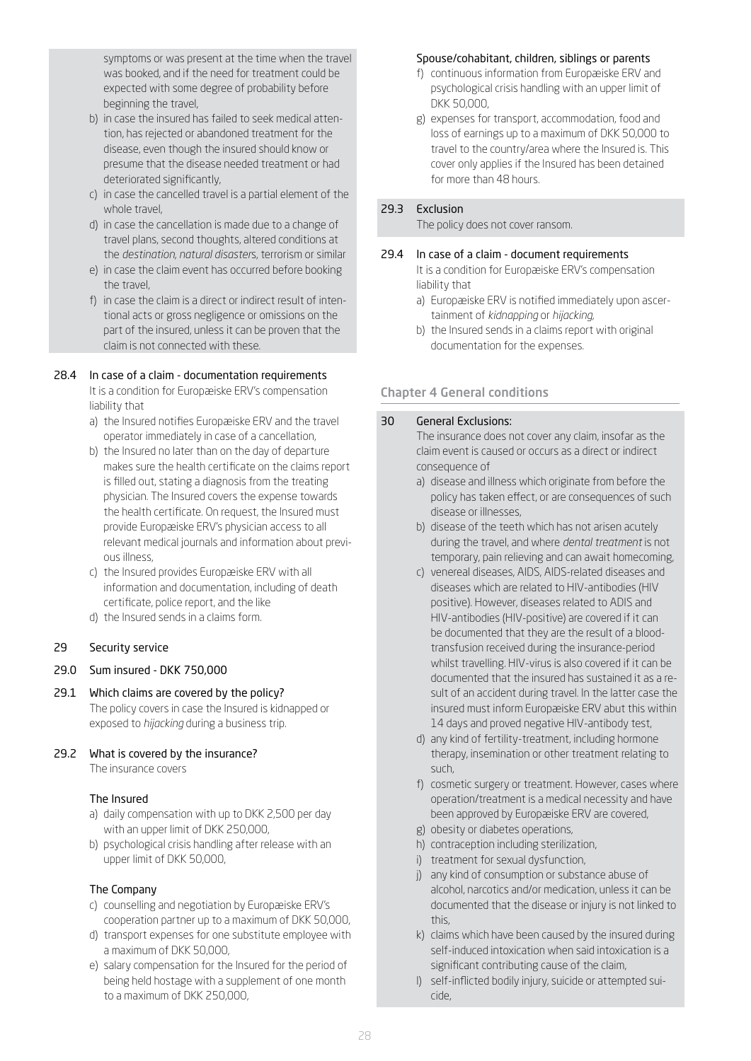symptoms or was present at the time when the travel was booked, and if the need for treatment could be expected with some degree of probability before beginning the travel,

b) in case the insured has failed to seek medical attention, has rejected or abandoned treatment for the disease, even though the insured should know or presume that the disease needed treatment or had deteriorated significantly,
c) in case the cancelled travel is a partial element of the whole travel,
d) in case the cancellation is made due to a change of travel plans, second thoughts, altered conditions at the *destination*, *natural disasters*, terrorism or similar
e) in case the claim event has occurred before booking the travel,
f) in case the claim is a direct or indirect result of intentional acts or gross negligence or omissions on the part of the insured, unless it can be proven that the claim is not connected with these.

### 28.4 In case of a claim - documentation requirements

It is a condition for Europæiske ERV's compensation liability that

a) the Insured notifies Europæiske ERV and the travel operator immediately in case of a cancellation,
b) the Insured no later than on the day of departure makes sure the health certificate on the claims report is filled out, stating a diagnosis from the treating physician. The Insured covers the expense towards the health certificate. On request, the Insured must provide Europæiske ERV's physician access to all relevant medical journals and information about previous illness,
c) the Insured provides Europæiske ERV with all information and documentation, including of death certificate, police report, and the like
d) the Insured sends in a claims form.

## 29 Security service

### 29.0 Sum insured - DKK 750,000

### 29.1 Which claims are covered by the policy?

The policy covers in case the Insured is kidnapped or exposed to *hijacking* during a business trip.

### 29.2 What is covered by the insurance?

The insurance covers

**The Insured**

a) daily compensation with up to DKK 2,500 per day with an upper limit of DKK 250,000,
b) psychological crisis handling after release with an upper limit of DKK 50,000,

**The Company**

c) counselling and negotiation by Europæiske ERV's cooperation partner up to a maximum of DKK 50,000,
d) transport expenses for one substitute employee with a maximum of DKK 50,000,
e) salary compensation for the Insured for the period of being held hostage with a supplement of one month to a maximum of DKK 250,000,

**Spouse/cohabitant, children, siblings or parents**

f) continuous information from Europæiske ERV and psychological crisis handling with an upper limit of DKK 50,000,
g) expenses for transport, accommodation, food and loss of earnings up to a maximum of DKK 50,000 to travel to the country/area where the Insured is. This cover only applies if the Insured has been detained for more than 48 hours.

### 29.3 Exclusion

The policy does not cover ransom.

### 29.4 In case of a claim - document requirements

It is a condition for Europæiske ERV's compensation liability that

a) Europæiske ERV is notified immediately upon ascertainment of *kidnapping* or *hijacking*,
b) the Insured sends in a claims report with original documentation for the expenses.

# Chapter 4 General conditions

## 30 General Exclusions:

The insurance does not cover any claim, insofar as the claim event is caused or occurs as a direct or indirect consequence of

a) disease and illness which originate from before the policy has taken effect, or are consequences of such disease or illnesses,
b) disease of the teeth which has not arisen acutely during the travel, and where *dental treatment* is not temporary, pain relieving and can await homecoming,
c) venereal diseases, AIDS, AIDS-related diseases and diseases which are related to HIV-antibodies (HIV positive). However, diseases related to ADIS and HIV-antibodies (HIV-positive) are covered if it can be documented that they are the result of a blood-transfusion received during the insurance-period whilst travelling. HIV-virus is also covered if it can be documented that the insured has sustained it as a result of an accident during travel. In the latter case the insured must inform Europæiske ERV abut this within 14 days and proved negative HIV-antibody test,
d) any kind of fertility-treatment, including hormone therapy, insemination or other treatment relating to such,
f) cosmetic surgery or treatment. However, cases where operation/treatment is a medical necessity and have been approved by Europæiske ERV are covered,
g) obesity or diabetes operations,
h) contraception including sterilization,
i) treatment for sexual dysfunction,
j) any kind of consumption or substance abuse of alcohol, narcotics and/or medication, unless it can be documented that the disease or injury is not linked to this,
k) claims which have been caused by the insured during self-induced intoxication when said intoxication is a significant contributing cause of the claim,
l) self-inflicted bodily injury, suicide or attempted suicide,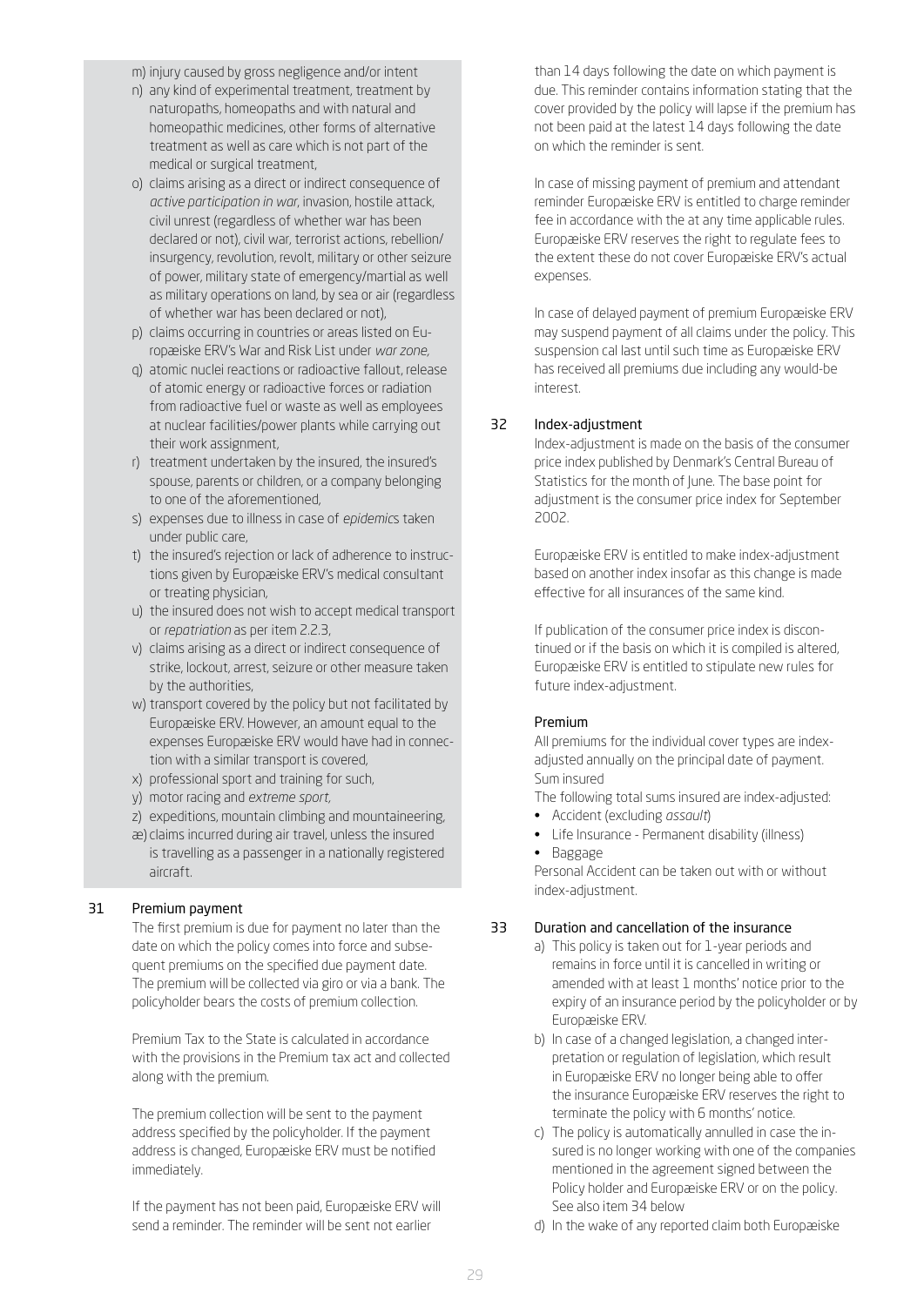m) injury caused by gross negligence and/or intent

n) any kind of experimental treatment, treatment by naturopaths, homeopaths and with natural and homeopathic medicines, other forms of alternative treatment as well as care which is not part of the medical or surgical treatment,

o) claims arising as a direct or indirect consequence of *active participation in war*, invasion, hostile attack, civil unrest (regardless of whether war has been declared or not), civil war, terrorist actions, rebellion/insurgency, revolution, revolt, military or other seizure of power, military state of emergency/martial as well as military operations on land, by sea or air (regardless of whether war has been declared or not),

p) claims occurring in countries or areas listed on Europæiske ERV's War and Risk List under *war zone*,

q) atomic nuclei reactions or radioactive fallout, release of atomic energy or radioactive forces or radiation from radioactive fuel or waste as well as employees at nuclear facilities/power plants while carrying out their work assignment,

r) treatment undertaken by the insured, the insured's spouse, parents or children, or a company belonging to one of the aforementioned,

s) expenses due to illness in case of *epidemic*s taken under public care,

t) the insured's rejection or lack of adherence to instructions given by Europæiske ERV's medical consultant or treating physician,

u) the insured does not wish to accept medical transport or *repatriation* as per item 2.2.3,

v) claims arising as a direct or indirect consequence of strike, lockout, arrest, seizure or other measure taken by the authorities,

w) transport covered by the policy but not facilitated by Europæiske ERV. However, an amount equal to the expenses Europæiske ERV would have had in connection with a similar transport is covered,

x) professional sport and training for such,

y) motor racing and *extreme sport*,

z) expeditions, mountain climbing and mountaineering,

æ) claims incurred during air travel, unless the insured is travelling as a passenger in a nationally registered aircraft.

## 31 Premium payment

The first premium is due for payment no later than the date on which the policy comes into force and subsequent premiums on the specified due payment date. The premium will be collected via giro or via a bank. The policyholder bears the costs of premium collection.

Premium Tax to the State is calculated in accordance with the provisions in the Premium tax act and collected along with the premium.

The premium collection will be sent to the payment address specified by the policyholder. If the payment address is changed, Europæiske ERV must be notified immediately.

If the payment has not been paid, Europæiske ERV will send a reminder. The reminder will be sent not earlier than 14 days following the date on which payment is due. This reminder contains information stating that the cover provided by the policy will lapse if the premium has not been paid at the latest 14 days following the date on which the reminder is sent.

In case of missing payment of premium and attendant reminder Europæiske ERV is entitled to charge reminder fee in accordance with the at any time applicable rules. Europæiske ERV reserves the right to regulate fees to the extent these do not cover Europæiske ERV's actual expenses.

In case of delayed payment of premium Europæiske ERV may suspend payment of all claims under the policy. This suspension cal last until such time as Europæiske ERV has received all premiums due including any would-be interest.

## 32 Index-adjustment

Index-adjustment is made on the basis of the consumer price index published by Denmark's Central Bureau of Statistics for the month of June. The base point for adjustment is the consumer price index for September 2002.

Europæiske ERV is entitled to make index-adjustment based on another index insofar as this change is made effective for all insurances of the same kind.

If publication of the consumer price index is discontinued or if the basis on which it is compiled is altered, Europæiske ERV is entitled to stipulate new rules for future index-adjustment.

### Premium

All premiums for the individual cover types are index-adjusted annually on the principal date of payment.
Sum insured

The following total sums insured are index-adjusted:

- Accident (excluding *assault*)
- Life Insurance - Permanent disability (illness)
- Baggage

Personal Accident can be taken out with or without index-adjustment.

## 33 Duration and cancellation of the insurance

a) This policy is taken out for 1-year periods and remains in force until it is cancelled in writing or amended with at least 1 months' notice prior to the expiry of an insurance period by the policyholder or by Europæiske ERV.

b) In case of a changed legislation, a changed interpretation or regulation of legislation, which result in Europæiske ERV no longer being able to offer the insurance Europæiske ERV reserves the right to terminate the policy with 6 months' notice.

c) The policy is automatically annulled in case the insured is no longer working with one of the companies mentioned in the agreement signed between the Policy holder and Europæiske ERV or on the policy. See also item 34 below

d) In the wake of any reported claim both Europæiske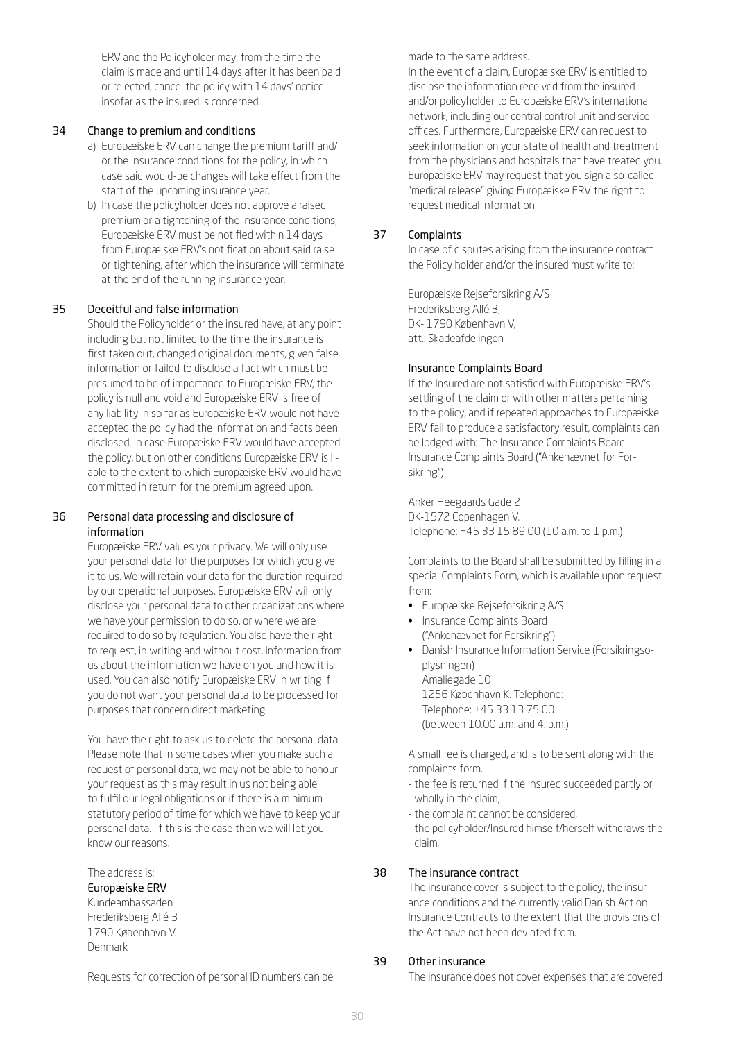ERV and the Policyholder may, from the time the claim is made and until 14 days after it has been paid or rejected, cancel the policy with 14 days' notice insofar as the insured is concerned.

## 34 Change to premium and conditions

a) Europæiske ERV can change the premium tariff and/ or the insurance conditions for the policy, in which case said would-be changes will take effect from the start of the upcoming insurance year.

b) In case the policyholder does not approve a raised premium or a tightening of the insurance conditions, Europæiske ERV must be notified within 14 days from Europæiske ERV's notification about said raise or tightening, after which the insurance will terminate at the end of the running insurance year.

## 35 Deceitful and false information

Should the Policyholder or the insured have, at any point including but not limited to the time the insurance is first taken out, changed original documents, given false information or failed to disclose a fact which must be presumed to be of importance to Europæiske ERV, the policy is null and void and Europæiske ERV is free of any liability in so far as Europæiske ERV would not have accepted the policy had the information and facts been disclosed. In case Europæiske ERV would have accepted the policy, but on other conditions Europæiske ERV is liable to the extent to which Europæiske ERV would have committed in return for the premium agreed upon.

## 36 Personal data processing and disclosure of information

Europæiske ERV values your privacy. We will only use your personal data for the purposes for which you give it to us. We will retain your data for the duration required by our operational purposes. Europæiske ERV will only disclose your personal data to other organizations where we have your permission to do so, or where we are required to do so by regulation. You also have the right to request, in writing and without cost, information from us about the information we have on you and how it is used. You can also notify Europæiske ERV in writing if you do not want your personal data to be processed for purposes that concern direct marketing.

You have the right to ask us to delete the personal data. Please note that in some cases when you make such a request of personal data, we may not be able to honour your request as this may result in us not being able to fulfil our legal obligations or if there is a minimum statutory period of time for which we have to keep your personal data. If this is the case then we will let you know our reasons.

The address is:
**Europæiske ERV**
Kundeambassaden
Frederiksberg Allé 3
1790 København V.
Denmark

Requests for correction of personal ID numbers can be made to the same address.

In the event of a claim, Europæiske ERV is entitled to disclose the information received from the insured and/or policyholder to Europæiske ERV's international network, including our central control unit and service offices. Furthermore, Europæiske ERV can request to seek information on your state of health and treatment from the physicians and hospitals that have treated you. Europæiske ERV may request that you sign a so-called "medical release" giving Europæiske ERV the right to request medical information.

## 37 Complaints

In case of disputes arising from the insurance contract the Policy holder and/or the insured must write to:

Europæiske Rejseforsikring A/S
Frederiksberg Allé 3,
DK- 1790 København V,
att.: Skadeafdelingen

### Insurance Complaints Board

If the Insured are not satisfied with Europæiske ERV's settling of the claim or with other matters pertaining to the policy, and if repeated approaches to Europæiske ERV fail to produce a satisfactory result, complaints can be lodged with: The Insurance Complaints Board Insurance Complaints Board ("Ankenævnet for Forsikring")

Anker Heegaards Gade 2
DK-1572 Copenhagen V.
Telephone: +45 33 15 89 00 (10 a.m. to 1 p.m.)

Complaints to the Board shall be submitted by filling in a special Complaints Form, which is available upon request from:

- Europæiske Rejseforsikring A/S
- Insurance Complaints Board ("Ankenævnet for Forsikring")
- Danish Insurance Information Service (Forsikringsoplysningen)
  Amaliegade 10
  1256 København K. Telephone:
  Telephone: +45 33 13 75 00
  (between 10.00 a.m. and 4. p.m.)

A small fee is charged, and is to be sent along with the complaints form.

- the fee is returned if the Insured succeeded partly or wholly in the claim,
- the complaint cannot be considered,
- the policyholder/Insured himself/herself withdraws the claim.

## 38 The insurance contract

The insurance cover is subject to the policy, the insurance conditions and the currently valid Danish Act on Insurance Contracts to the extent that the provisions of the Act have not been deviated from.

## 39 Other insurance

The insurance does not cover expenses that are covered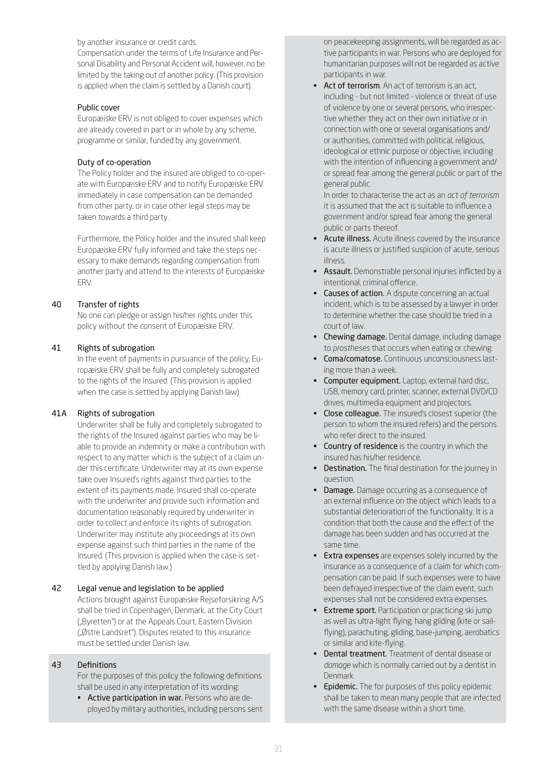by another insurance or credit cards.

Compensation under the terms of Life Insurance and Personal Disability and Personal Accident will, however, no be limited by the taking out of another policy. (This provision is applied when the claim is settled by a Danish court).

### Public cover

Europæiske ERV is not obliged to cover expenses which are already covered in part or in whole by any scheme, programme or similar, funded by any government.

### Duty of co-operation

The Policy holder and the insured are obliged to co-operate with Europæiske ERV and to notify Europæiske ERV immediately in case compensation can be demanded from other party, or in case other legal steps may be taken towards a third party.

Furthermore, the Policy holder and the insured shall keep Europæiske ERV fully informed and take the steps necessary to make demands regarding compensation from another party and attend to the interests of Europæiske ERV.

## 40 Transfer of rights

No one can pledge or assign his/her rights under this policy without the consent of Europæiske ERV.

## 41 Rights of subrogation

In the event of payments in pursuance of the policy, Europæiske ERV shall be fully and completely subrogated to the rights of the Insured. (This provision is applied when the case is settled by applying Danish law).

## 41A Rights of subrogation

Underwriter shall be fully and completely subrogated to the rights of the Insured against parties who may be liable to provide an indemnity or make a contribution with respect to any matter which is the subject of a claim under this certificate. Underwriter may at its own expense take over Insured's rights against third parties to the extent of its payments made. Insured shall co-operate with the underwriter and provide such information and documentation reasonably required by underwriter in order to collect and enforce its rights of subrogation. Underwriter may institute any proceedings at its own expense against such third parties in the name of the Insured. (This provision is applied when the case is settled by applying Danish law.)

## 42 Legal venue and legislation to be applied

Actions brought against Europæiske Rejseforsikring A/S shall be tried in Copenhagen, Denmark, at the City Court („Byretten") or at the Appeals Court, Eastern Division („Østre Landsret"). Disputes related to this insurance must be settled under Danish law.

## 43 Definitions

For the purposes of this policy the following definitions shall be used in any interpretation of its wording:

- **Active participation in war.** Persons who are deployed by military authorities, including persons sent on peacekeeping assignments, will be regarded as active participants in war. Persons who are deployed for humanitarian purposes will not be regarded as active participants in war.
- **Act of terrorism**. An act of terrorism is an act, including - but not limited - violence or threat of use of violence by one or several persons, who irrespective whether they act on their own initiative or in connection with one or several organisations and/or authorities, committed with political, religious, ideological or ethnic purpose or objective, including with the intention of influencing a government and/or spread fear among the general public or part of the general public.

  In order to characterise the act as an *act of terrorism* it is assumed that the act is suitable to influence a government and/or spread fear among the general public or parts thereof.
- **Acute illness.** Acute illness covered by the insurance is acute illness or justified suspicion of acute, serious illness.
- **Assault.** Demonstrable personal injuries inflicted by a intentional, criminal offence.
- **Causes of action.** A dispute concerning an actual incident, which is to be assessed by a lawyer in order to determine whether the case should be tried in a court of law.
- **Chewing damage.** Dental damage, including damage to *prostheses* that occurs when eating or chewing.
- **Coma/comatose.** Continuous unconsciousness lasting more than a week.
- **Computer equipment.** Laptop, external hard disc, USB, memory card, printer, scanner, external DVD/CD drives, multimedia equipment and projectors.
- **Close colleague.** The insured's closest superior (the person to whom the insured refers) and the persons who refer direct to the insured.
- **Country of residence** is the country in which the insured has his/her residence.
- **Destination.** The final destination for the journey in question.
- **Damage.** Damage occurring as a consequence of an external influence on the object which leads to a substantial deterioration of the functionality. It is a condition that both the cause and the effect of the damage has been sudden and has occurred at the same time.
- **Extra expenses** are expenses solely incurred by the insurance as a consequence of a claim for which compensation can be paid. If such expenses were to have been defrayed irrespective of the claim event, such expenses shall not be considered extra expenses.
- **Extreme sport.** Participation or practicing ski jump as well as ultra-light flying, hang gliding (kite or sail-flying), parachuting, gliding, base-jumping, aerobatics or similar and kite-flying.
- **Dental treatment.** Treatment of dental disease or *damage* which is normally carried out by a dentist in Denmark.
- **Epidemic.** The for purposes of this policy epidemic shall be taken to mean many people that are infected with the same disease within a short time.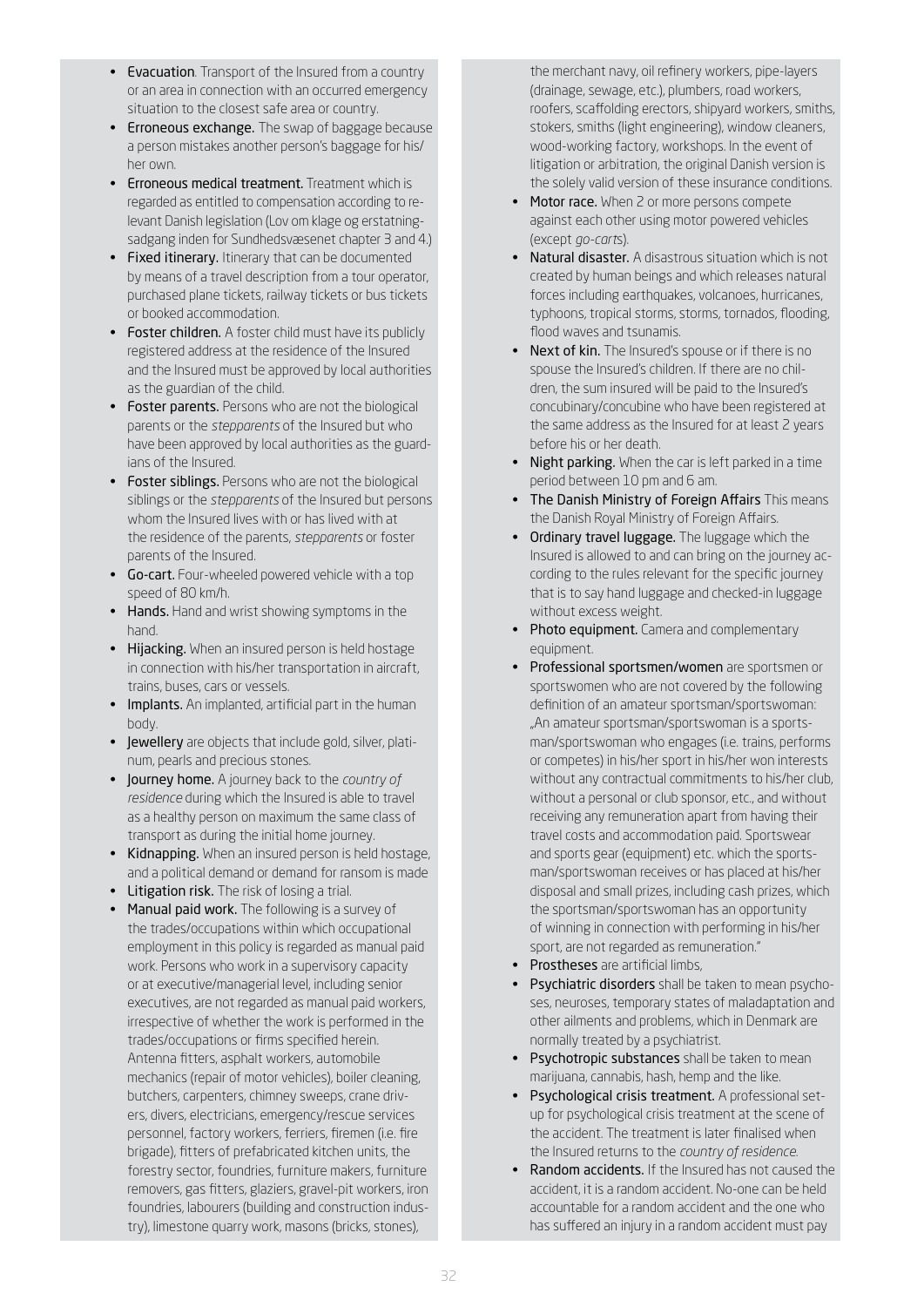- **Evacuation**. Transport of the Insured from a country or an area in connection with an occurred emergency situation to the closest safe area or country.
- **Erroneous exchange.** The swap of baggage because a person mistakes another person's baggage for his/her own.
- **Erroneous medical treatment.** Treatment which is regarded as entitled to compensation according to relevant Danish legislation (Lov om klage og erstatningsadgang inden for Sundhedsvæsenet chapter 3 and 4.)
- **Fixed itinerary.** Itinerary that can be documented by means of a travel description from a tour operator, purchased plane tickets, railway tickets or bus tickets or booked accommodation.
- **Foster children.** A foster child must have its publicly registered address at the residence of the Insured and the Insured must be approved by local authorities as the guardian of the child.
- **Foster parents.** Persons who are not the biological parents or the *stepparents* of the Insured but who have been approved by local authorities as the guardians of the Insured.
- **Foster siblings.** Persons who are not the biological siblings or the *stepparents* of the Insured but persons whom the Insured lives with or has lived with at the residence of the parents, *stepparents* or foster parents of the Insured.
- **Go-cart.** Four-wheeled powered vehicle with a top speed of 80 km/h.
- **Hands.** Hand and wrist showing symptoms in the hand.
- **Hijacking.** When an insured person is held hostage in connection with his/her transportation in aircraft, trains, buses, cars or vessels.
- **Implants.** An implanted, artificial part in the human body.
- **Jewellery** are objects that include gold, silver, platinum, pearls and precious stones.
- **Journey home.** A journey back to the *country of residence* during which the Insured is able to travel as a healthy person on maximum the same class of transport as during the initial home journey.
- **Kidnapping.** When an insured person is held hostage, and a political demand or demand for ransom is made
- **Litigation risk.** The risk of losing a trial.
- **Manual paid work.** The following is a survey of the trades/occupations within which occupational employment in this policy is regarded as manual paid work. Persons who work in a supervisory capacity or at executive/managerial level, including senior executives, are not regarded as manual paid workers, irrespective of whether the work is performed in the trades/occupations or firms specified herein. Antenna fitters, asphalt workers, automobile mechanics (repair of motor vehicles), boiler cleaning, butchers, carpenters, chimney sweeps, crane drivers, divers, electricians, emergency/rescue services personnel, factory workers, ferriers, firemen (i.e. fire brigade), fitters of prefabricated kitchen units, the forestry sector, foundries, furniture makers, furniture removers, gas fitters, glaziers, gravel-pit workers, iron foundries, labourers (building and construction industry), limestone quarry work, masons (bricks, stones), the merchant navy, oil refinery workers, pipe-layers (drainage, sewage, etc.), plumbers, road workers, roofers, scaffolding erectors, shipyard workers, smiths, stokers, smiths (light engineering), window cleaners, wood-working factory, workshops. In the event of litigation or arbitration, the original Danish version is the solely valid version of these insurance conditions.
- **Motor race.** When 2 or more persons compete against each other using motor powered vehicles (except *go-carts*).
- **Natural disaster.** A disastrous situation which is not created by human beings and which releases natural forces including earthquakes, volcanoes, hurricanes, typhoons, tropical storms, storms, tornados, flooding, flood waves and tsunamis.
- **Next of kin.** The Insured's spouse or if there is no spouse the Insured's children. If there are no children, the sum insured will be paid to the Insured's concubinary/concubine who have been registered at the same address as the Insured for at least 2 years before his or her death.
- **Night parking.** When the car is left parked in a time period between 10 pm and 6 am.
- **The Danish Ministry of Foreign Affairs** This means the Danish Royal Ministry of Foreign Affairs.
- **Ordinary travel luggage.** The luggage which the Insured is allowed to and can bring on the journey according to the rules relevant for the specific journey that is to say hand luggage and checked-in luggage without excess weight.
- **Photo equipment.** Camera and complementary equipment.
- **Professional sportsmen/women** are sportsmen or sportswomen who are not covered by the following definition of an amateur sportsman/sportswoman: „An amateur sportsman/sportswoman is a sportsman/sportswoman who engages (i.e. trains, performs or competes) in his/her sport in his/her won interests without any contractual commitments to his/her club, without a personal or club sponsor, etc., and without receiving any remuneration apart from having their travel costs and accommodation paid. Sportswear and sports gear (equipment) etc. which the sportsman/sportswoman receives or has placed at his/her disposal and small prizes, including cash prizes, which the sportsman/sportswoman has an opportunity of winning in connection with performing in his/her sport, are not regarded as remuneration."
- **Prostheses** are artificial limbs,
- **Psychiatric disorders** shall be taken to mean psychoses, neuroses, temporary states of maladaptation and other ailments and problems, which in Denmark are normally treated by a psychiatrist.
- **Psychotropic substances** shall be taken to mean marijuana, cannabis, hash, hemp and the like.
- **Psychological crisis treatment.** A professional setup for psychological crisis treatment at the scene of the accident. The treatment is later finalised when the Insured returns to the *country of residence*.
- **Random accidents.** If the Insured has not caused the accident, it is a random accident. No-one can be held accountable for a random accident and the one who has suffered an injury in a random accident must pay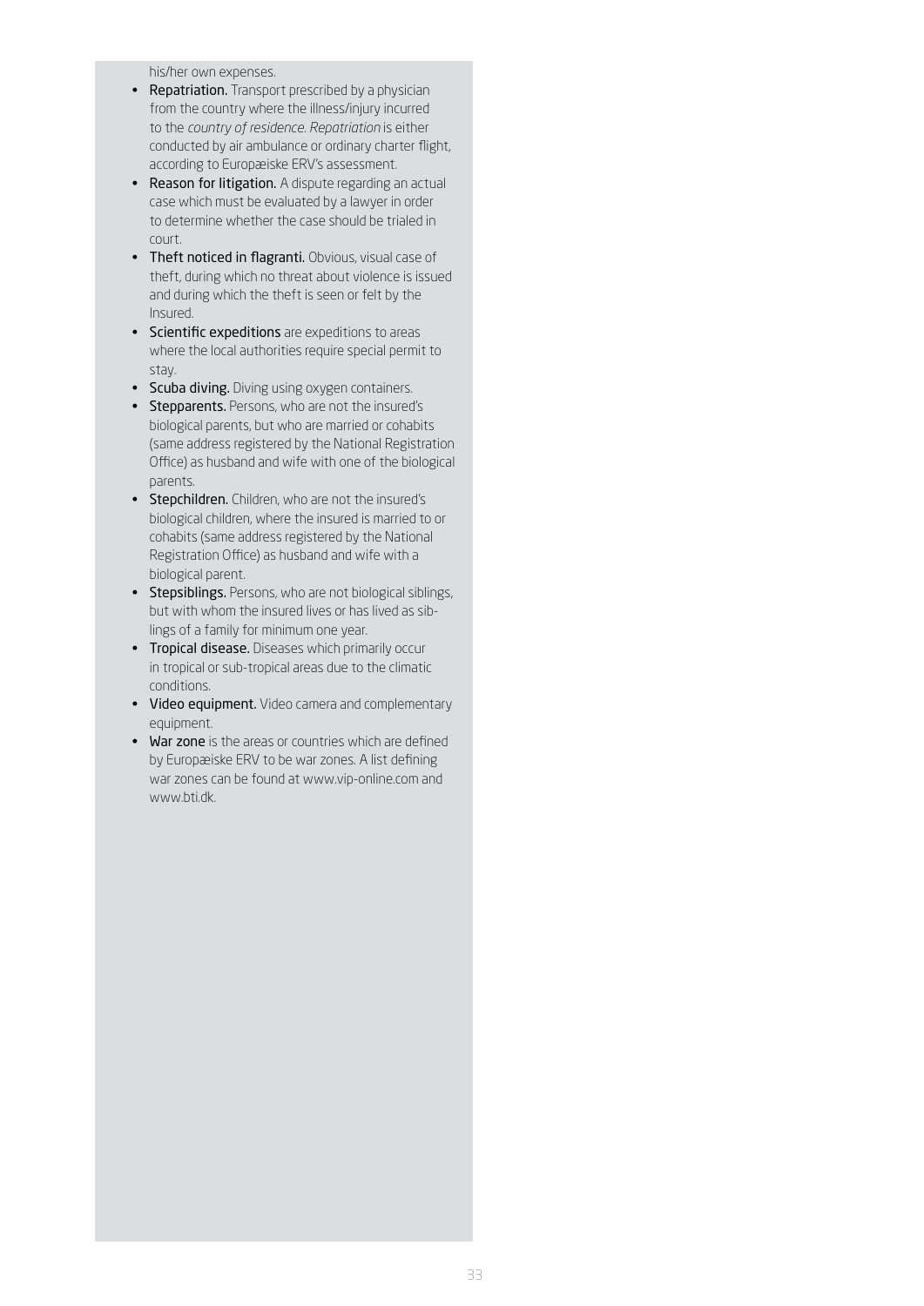his/her own expenses.

- **Repatriation.** Transport prescribed by a physician from the country where the illness/injury incurred to the *country of residence*. *Repatriation* is either conducted by air ambulance or ordinary charter flight, according to Europæiske ERV's assessment.
- **Reason for litigation.** A dispute regarding an actual case which must be evaluated by a lawyer in order to determine whether the case should be trialed in court.
- **Theft noticed in flagranti.** Obvious, visual case of theft, during which no threat about violence is issued and during which the theft is seen or felt by the Insured.
- **Scientific expeditions** are expeditions to areas where the local authorities require special permit to stay.
- **Scuba diving.** Diving using oxygen containers.
- **Stepparents.** Persons, who are not the insured's biological parents, but who are married or cohabits (same address registered by the National Registration Office) as husband and wife with one of the biological parents.
- **Stepchildren.** Children, who are not the insured's biological children, where the insured is married to or cohabits (same address registered by the National Registration Office) as husband and wife with a biological parent.
- **Stepsiblings.** Persons, who are not biological siblings, but with whom the insured lives or has lived as siblings of a family for minimum one year.
- **Tropical disease.** Diseases which primarily occur in tropical or sub-tropical areas due to the climatic conditions.
- **Video equipment.** Video camera and complementary equipment.
- **War zone** is the areas or countries which are defined by Europæiske ERV to be war zones. A list defining war zones can be found at www.vip-online.com and www.bti.dk.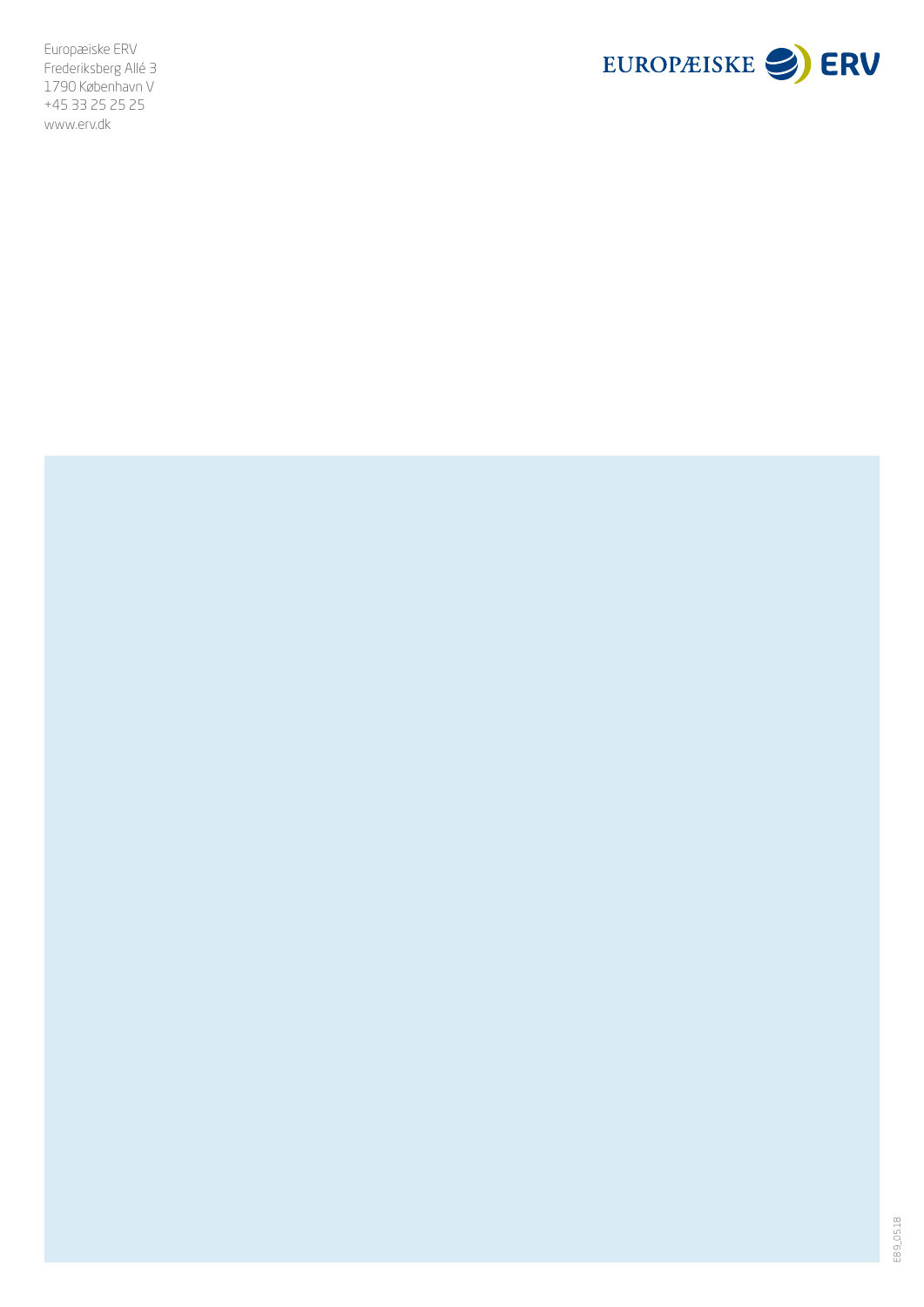Europæiske ERV
Frederiksberg Allé 3
1790 København V
+45 33 25 25 25
www.erv.dk

EUROPÆISKE ERV

E89_0518